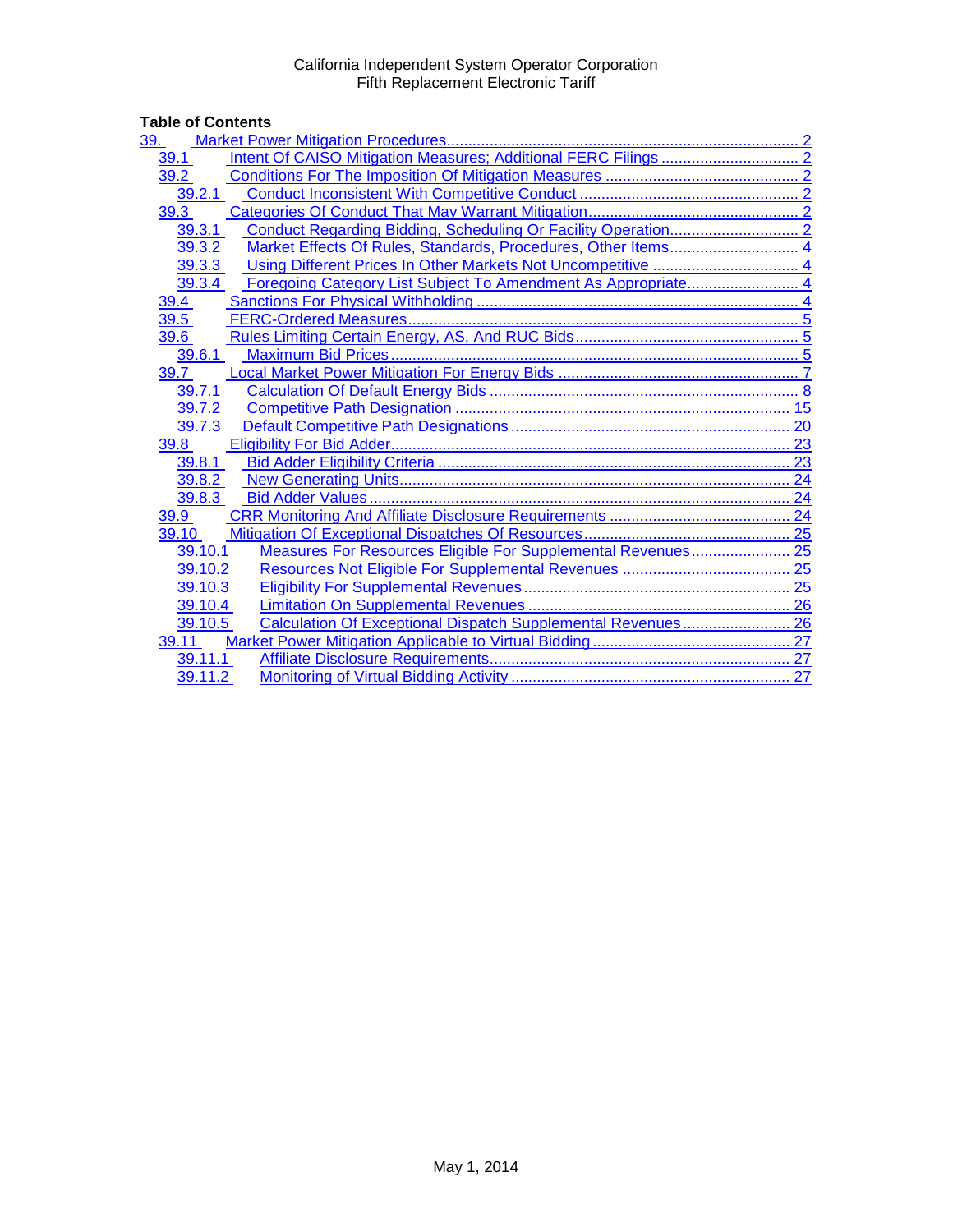California Independent System Operator Corporation
Fifth Replacement Electronic Tariff

**Table of Contents**

- 39. Market Power Mitigation Procedures ..... 2
  - 39.1 Intent Of CAISO Mitigation Measures; Additional FERC Filings ..... 2
  - 39.2 Conditions For The Imposition Of Mitigation Measures ..... 2
    - 39.2.1 Conduct Inconsistent With Competitive Conduct ..... 2
  - 39.3 Categories Of Conduct That May Warrant Mitigation ..... 2
    - 39.3.1 Conduct Regarding Bidding, Scheduling Or Facility Operation ..... 2
    - 39.3.2 Market Effects Of Rules, Standards, Procedures, Other Items ..... 4
    - 39.3.3 Using Different Prices In Other Markets Not Uncompetitive ..... 4
    - 39.3.4 Foregoing Category List Subject To Amendment As Appropriate ..... 4
  - 39.4 Sanctions For Physical Withholding ..... 4
  - 39.5 FERC-Ordered Measures ..... 5
  - 39.6 Rules Limiting Certain Energy, AS, And RUC Bids ..... 5
    - 39.6.1 Maximum Bid Prices ..... 5
  - 39.7 Local Market Power Mitigation For Energy Bids ..... 7
    - 39.7.1 Calculation Of Default Energy Bids ..... 8
    - 39.7.2 Competitive Path Designation ..... 15
    - 39.7.3 Default Competitive Path Designations ..... 20
  - 39.8 Eligibility For Bid Adder ..... 23
    - 39.8.1 Bid Adder Eligibility Criteria ..... 23
    - 39.8.2 New Generating Units ..... 24
    - 39.8.3 Bid Adder Values ..... 24
  - 39.9 CRR Monitoring And Affiliate Disclosure Requirements ..... 24
  - 39.10 Mitigation Of Exceptional Dispatches Of Resources ..... 25
    - 39.10.1 Measures For Resources Eligible For Supplemental Revenues ..... 25
    - 39.10.2 Resources Not Eligible For Supplemental Revenues ..... 25
    - 39.10.3 Eligibility For Supplemental Revenues ..... 25
    - 39.10.4 Limitation On Supplemental Revenues ..... 26
    - 39.10.5 Calculation Of Exceptional Dispatch Supplemental Revenues ..... 26
  - 39.11 Market Power Mitigation Applicable to Virtual Bidding ..... 27
    - 39.11.1 Affiliate Disclosure Requirements ..... 27
    - 39.11.2 Monitoring of Virtual Bidding Activity ..... 27

May 1, 2014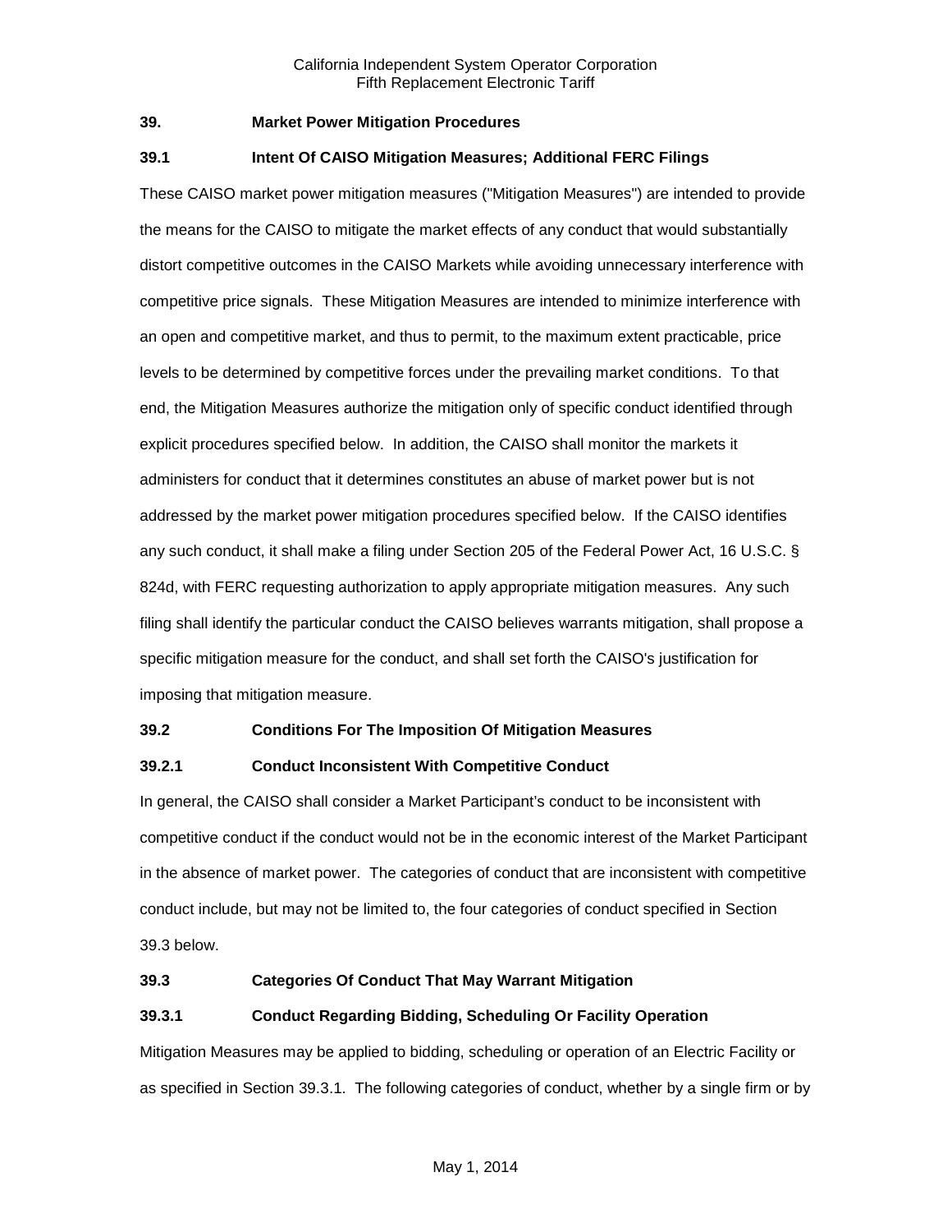## 39. Market Power Mitigation Procedures

### 39.1 Intent Of CAISO Mitigation Measures; Additional FERC Filings

These CAISO market power mitigation measures ("Mitigation Measures") are intended to provide the means for the CAISO to mitigate the market effects of any conduct that would substantially distort competitive outcomes in the CAISO Markets while avoiding unnecessary interference with competitive price signals. These Mitigation Measures are intended to minimize interference with an open and competitive market, and thus to permit, to the maximum extent practicable, price levels to be determined by competitive forces under the prevailing market conditions. To that end, the Mitigation Measures authorize the mitigation only of specific conduct identified through explicit procedures specified below. In addition, the CAISO shall monitor the markets it administers for conduct that it determines constitutes an abuse of market power but is not addressed by the market power mitigation procedures specified below. If the CAISO identifies any such conduct, it shall make a filing under Section 205 of the Federal Power Act, 16 U.S.C. § 824d, with FERC requesting authorization to apply appropriate mitigation measures. Any such filing shall identify the particular conduct the CAISO believes warrants mitigation, shall propose a specific mitigation measure for the conduct, and shall set forth the CAISO's justification for imposing that mitigation measure.

### 39.2 Conditions For The Imposition Of Mitigation Measures

#### 39.2.1 Conduct Inconsistent With Competitive Conduct

In general, the CAISO shall consider a Market Participant's conduct to be inconsistent with competitive conduct if the conduct would not be in the economic interest of the Market Participant in the absence of market power. The categories of conduct that are inconsistent with competitive conduct include, but may not be limited to, the four categories of conduct specified in Section 39.3 below.

### 39.3 Categories Of Conduct That May Warrant Mitigation

#### 39.3.1 Conduct Regarding Bidding, Scheduling Or Facility Operation

Mitigation Measures may be applied to bidding, scheduling or operation of an Electric Facility or as specified in Section 39.3.1. The following categories of conduct, whether by a single firm or by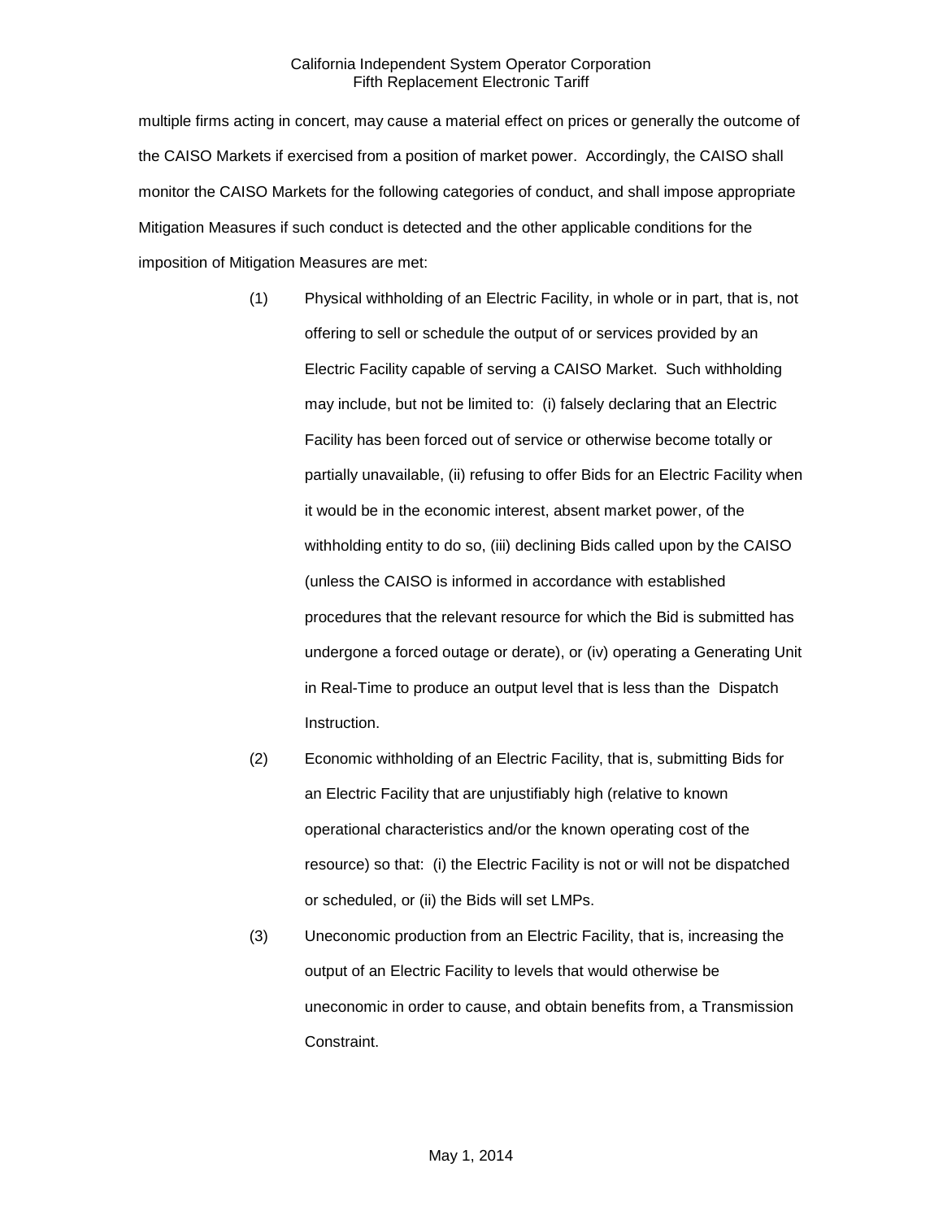multiple firms acting in concert, may cause a material effect on prices or generally the outcome of the CAISO Markets if exercised from a position of market power. Accordingly, the CAISO shall monitor the CAISO Markets for the following categories of conduct, and shall impose appropriate Mitigation Measures if such conduct is detected and the other applicable conditions for the imposition of Mitigation Measures are met:

(1) Physical withholding of an Electric Facility, in whole or in part, that is, not offering to sell or schedule the output of or services provided by an Electric Facility capable of serving a CAISO Market. Such withholding may include, but not be limited to: (i) falsely declaring that an Electric Facility has been forced out of service or otherwise become totally or partially unavailable, (ii) refusing to offer Bids for an Electric Facility when it would be in the economic interest, absent market power, of the withholding entity to do so, (iii) declining Bids called upon by the CAISO (unless the CAISO is informed in accordance with established procedures that the relevant resource for which the Bid is submitted has undergone a forced outage or derate), or (iv) operating a Generating Unit in Real-Time to produce an output level that is less than the Dispatch Instruction.

(2) Economic withholding of an Electric Facility, that is, submitting Bids for an Electric Facility that are unjustifiably high (relative to known operational characteristics and/or the known operating cost of the resource) so that: (i) the Electric Facility is not or will not be dispatched or scheduled, or (ii) the Bids will set LMPs.

(3) Uneconomic production from an Electric Facility, that is, increasing the output of an Electric Facility to levels that would otherwise be uneconomic in order to cause, and obtain benefits from, a Transmission Constraint.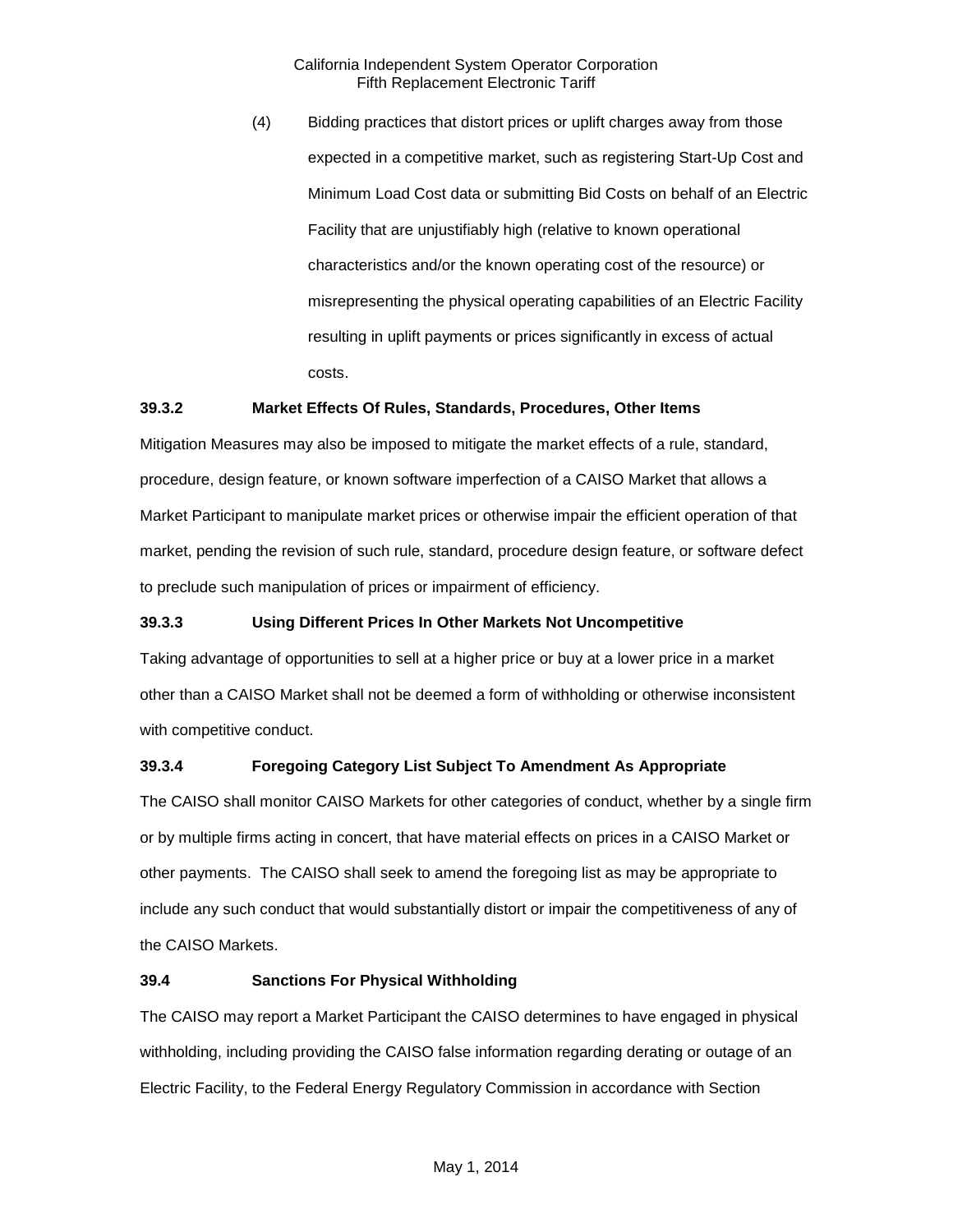(4) Bidding practices that distort prices or uplift charges away from those expected in a competitive market, such as registering Start-Up Cost and Minimum Load Cost data or submitting Bid Costs on behalf of an Electric Facility that are unjustifiably high (relative to known operational characteristics and/or the known operating cost of the resource) or misrepresenting the physical operating capabilities of an Electric Facility resulting in uplift payments or prices significantly in excess of actual costs.

**39.3.2 Market Effects Of Rules, Standards, Procedures, Other Items**

Mitigation Measures may also be imposed to mitigate the market effects of a rule, standard, procedure, design feature, or known software imperfection of a CAISO Market that allows a Market Participant to manipulate market prices or otherwise impair the efficient operation of that market, pending the revision of such rule, standard, procedure design feature, or software defect to preclude such manipulation of prices or impairment of efficiency.

**39.3.3 Using Different Prices In Other Markets Not Uncompetitive**

Taking advantage of opportunities to sell at a higher price or buy at a lower price in a market other than a CAISO Market shall not be deemed a form of withholding or otherwise inconsistent with competitive conduct.

**39.3.4 Foregoing Category List Subject To Amendment As Appropriate**

The CAISO shall monitor CAISO Markets for other categories of conduct, whether by a single firm or by multiple firms acting in concert, that have material effects on prices in a CAISO Market or other payments. The CAISO shall seek to amend the foregoing list as may be appropriate to include any such conduct that would substantially distort or impair the competitiveness of any of the CAISO Markets.

**39.4 Sanctions For Physical Withholding**

The CAISO may report a Market Participant the CAISO determines to have engaged in physical withholding, including providing the CAISO false information regarding derating or outage of an Electric Facility, to the Federal Energy Regulatory Commission in accordance with Section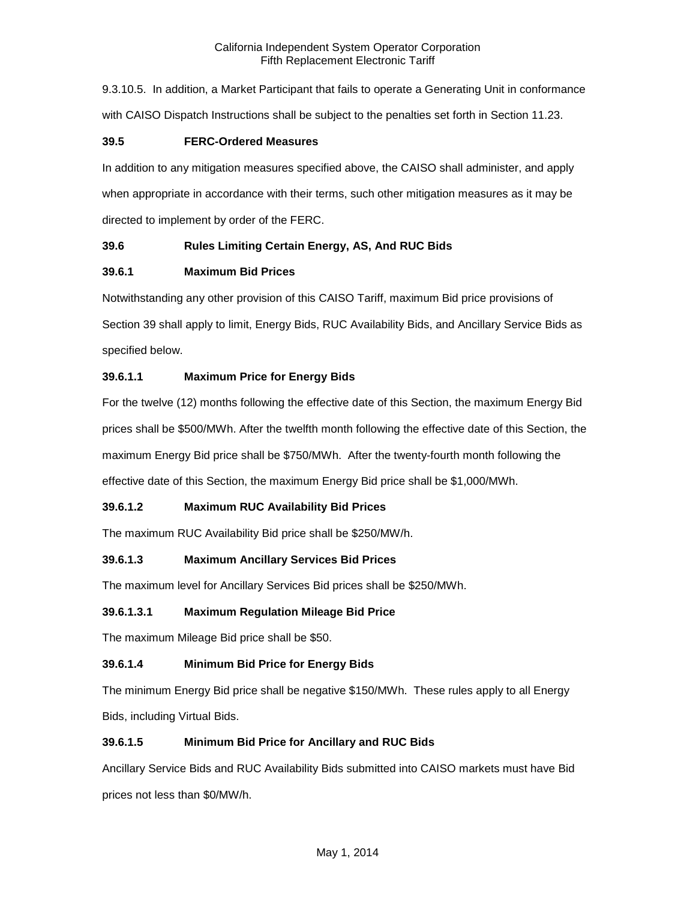9.3.10.5. In addition, a Market Participant that fails to operate a Generating Unit in conformance with CAISO Dispatch Instructions shall be subject to the penalties set forth in Section 11.23.

**39.5 FERC-Ordered Measures**

In addition to any mitigation measures specified above, the CAISO shall administer, and apply when appropriate in accordance with their terms, such other mitigation measures as it may be directed to implement by order of the FERC.

**39.6 Rules Limiting Certain Energy, AS, And RUC Bids**

**39.6.1 Maximum Bid Prices**

Notwithstanding any other provision of this CAISO Tariff, maximum Bid price provisions of Section 39 shall apply to limit, Energy Bids, RUC Availability Bids, and Ancillary Service Bids as specified below.

**39.6.1.1 Maximum Price for Energy Bids**

For the twelve (12) months following the effective date of this Section, the maximum Energy Bid prices shall be $500/MWh. After the twelfth month following the effective date of this Section, the maximum Energy Bid price shall be $750/MWh. After the twenty-fourth month following the effective date of this Section, the maximum Energy Bid price shall be $1,000/MWh.

**39.6.1.2 Maximum RUC Availability Bid Prices**

The maximum RUC Availability Bid price shall be $250/MW/h.

**39.6.1.3 Maximum Ancillary Services Bid Prices**

The maximum level for Ancillary Services Bid prices shall be $250/MWh.

**39.6.1.3.1 Maximum Regulation Mileage Bid Price**

The maximum Mileage Bid price shall be $50.

**39.6.1.4 Minimum Bid Price for Energy Bids**

The minimum Energy Bid price shall be negative $150/MWh. These rules apply to all Energy Bids, including Virtual Bids.

**39.6.1.5 Minimum Bid Price for Ancillary and RUC Bids**

Ancillary Service Bids and RUC Availability Bids submitted into CAISO markets must have Bid prices not less than $0/MW/h.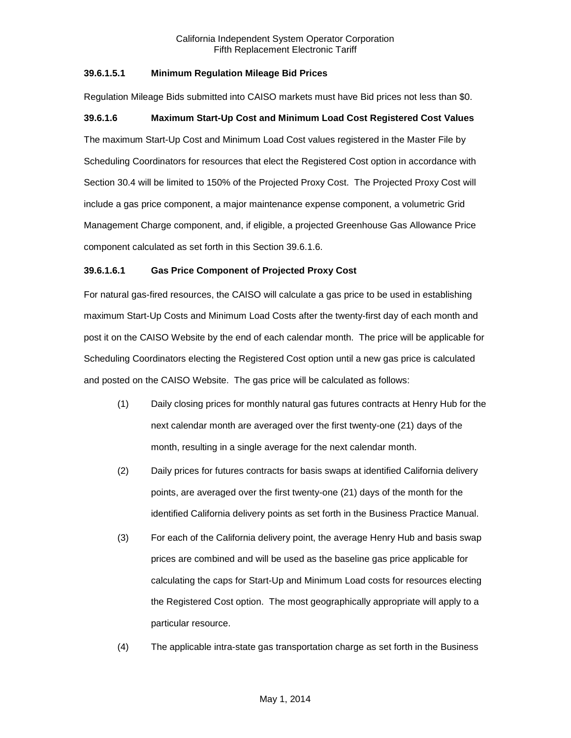### 39.6.1.5.1 Minimum Regulation Mileage Bid Prices

Regulation Mileage Bids submitted into CAISO markets must have Bid prices not less than $0.

### 39.6.1.6 Maximum Start-Up Cost and Minimum Load Cost Registered Cost Values

The maximum Start-Up Cost and Minimum Load Cost values registered in the Master File by Scheduling Coordinators for resources that elect the Registered Cost option in accordance with Section 30.4 will be limited to 150% of the Projected Proxy Cost. The Projected Proxy Cost will include a gas price component, a major maintenance expense component, a volumetric Grid Management Charge component, and, if eligible, a projected Greenhouse Gas Allowance Price component calculated as set forth in this Section 39.6.1.6.

### 39.6.1.6.1 Gas Price Component of Projected Proxy Cost

For natural gas-fired resources, the CAISO will calculate a gas price to be used in establishing maximum Start-Up Costs and Minimum Load Costs after the twenty-first day of each month and post it on the CAISO Website by the end of each calendar month. The price will be applicable for Scheduling Coordinators electing the Registered Cost option until a new gas price is calculated and posted on the CAISO Website. The gas price will be calculated as follows:

(1) Daily closing prices for monthly natural gas futures contracts at Henry Hub for the next calendar month are averaged over the first twenty-one (21) days of the month, resulting in a single average for the next calendar month.

(2) Daily prices for futures contracts for basis swaps at identified California delivery points, are averaged over the first twenty-one (21) days of the month for the identified California delivery points as set forth in the Business Practice Manual.

(3) For each of the California delivery point, the average Henry Hub and basis swap prices are combined and will be used as the baseline gas price applicable for calculating the caps for Start-Up and Minimum Load costs for resources electing the Registered Cost option. The most geographically appropriate will apply to a particular resource.

(4) The applicable intra-state gas transportation charge as set forth in the Business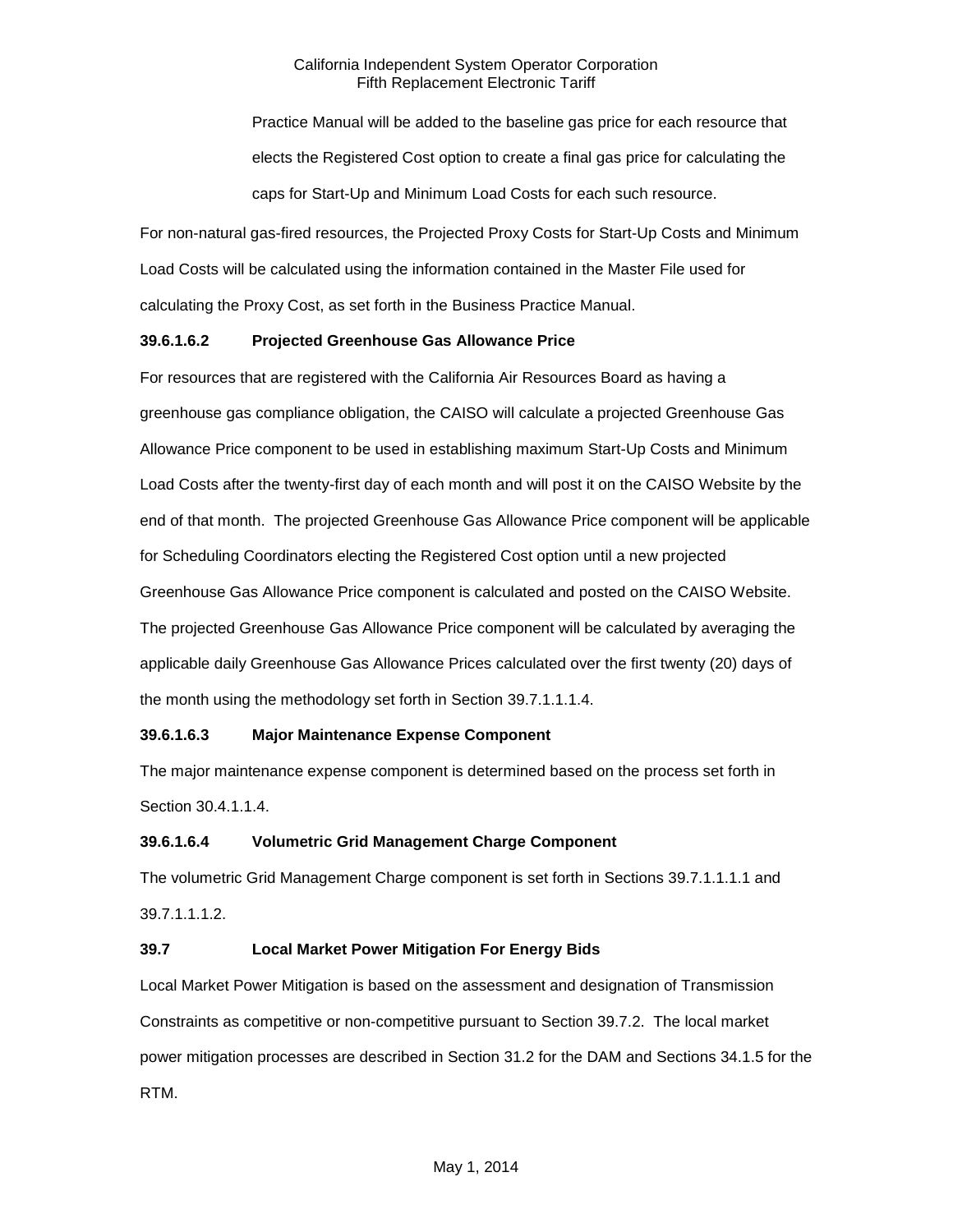Practice Manual will be added to the baseline gas price for each resource that elects the Registered Cost option to create a final gas price for calculating the caps for Start-Up and Minimum Load Costs for each such resource.

For non-natural gas-fired resources, the Projected Proxy Costs for Start-Up Costs and Minimum Load Costs will be calculated using the information contained in the Master File used for calculating the Proxy Cost, as set forth in the Business Practice Manual.

**39.6.1.6.2 Projected Greenhouse Gas Allowance Price**

For resources that are registered with the California Air Resources Board as having a greenhouse gas compliance obligation, the CAISO will calculate a projected Greenhouse Gas Allowance Price component to be used in establishing maximum Start-Up Costs and Minimum Load Costs after the twenty-first day of each month and will post it on the CAISO Website by the end of that month. The projected Greenhouse Gas Allowance Price component will be applicable for Scheduling Coordinators electing the Registered Cost option until a new projected Greenhouse Gas Allowance Price component is calculated and posted on the CAISO Website. The projected Greenhouse Gas Allowance Price component will be calculated by averaging the applicable daily Greenhouse Gas Allowance Prices calculated over the first twenty (20) days of the month using the methodology set forth in Section 39.7.1.1.1.4.

**39.6.1.6.3 Major Maintenance Expense Component**

The major maintenance expense component is determined based on the process set forth in Section 30.4.1.1.4.

**39.6.1.6.4 Volumetric Grid Management Charge Component**

The volumetric Grid Management Charge component is set forth in Sections 39.7.1.1.1.1 and 39.7.1.1.1.2.

**39.7 Local Market Power Mitigation For Energy Bids**

Local Market Power Mitigation is based on the assessment and designation of Transmission Constraints as competitive or non-competitive pursuant to Section 39.7.2. The local market power mitigation processes are described in Section 31.2 for the DAM and Sections 34.1.5 for the RTM.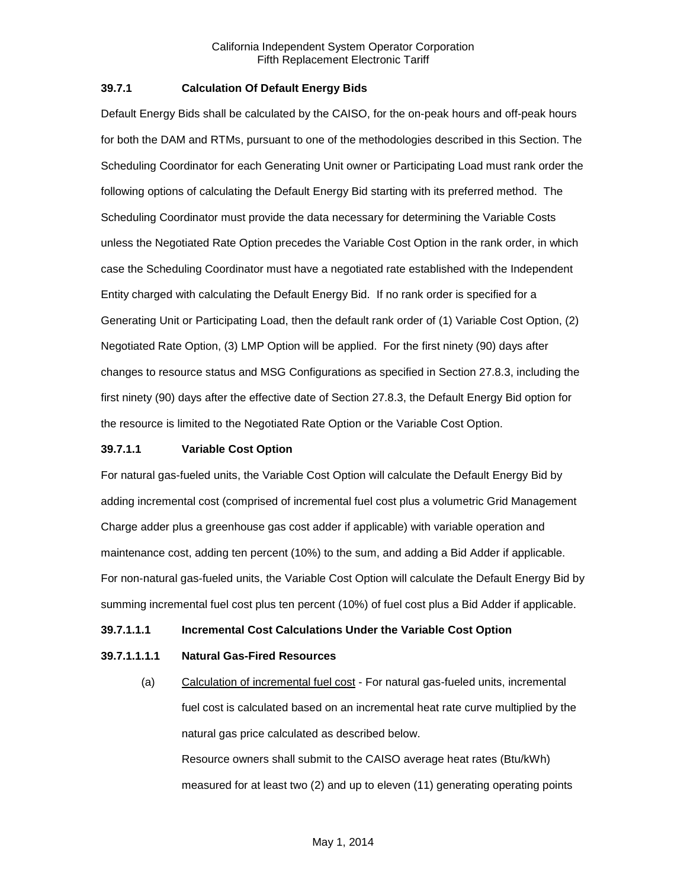### 39.7.1 Calculation Of Default Energy Bids

Default Energy Bids shall be calculated by the CAISO, for the on-peak hours and off-peak hours for both the DAM and RTMs, pursuant to one of the methodologies described in this Section. The Scheduling Coordinator for each Generating Unit owner or Participating Load must rank order the following options of calculating the Default Energy Bid starting with its preferred method. The Scheduling Coordinator must provide the data necessary for determining the Variable Costs unless the Negotiated Rate Option precedes the Variable Cost Option in the rank order, in which case the Scheduling Coordinator must have a negotiated rate established with the Independent Entity charged with calculating the Default Energy Bid. If no rank order is specified for a Generating Unit or Participating Load, then the default rank order of (1) Variable Cost Option, (2) Negotiated Rate Option, (3) LMP Option will be applied. For the first ninety (90) days after changes to resource status and MSG Configurations as specified in Section 27.8.3, including the first ninety (90) days after the effective date of Section 27.8.3, the Default Energy Bid option for the resource is limited to the Negotiated Rate Option or the Variable Cost Option.

#### 39.7.1.1 Variable Cost Option

For natural gas-fueled units, the Variable Cost Option will calculate the Default Energy Bid by adding incremental cost (comprised of incremental fuel cost plus a volumetric Grid Management Charge adder plus a greenhouse gas cost adder if applicable) with variable operation and maintenance cost, adding ten percent (10%) to the sum, and adding a Bid Adder if applicable. For non-natural gas-fueled units, the Variable Cost Option will calculate the Default Energy Bid by summing incremental fuel cost plus ten percent (10%) of fuel cost plus a Bid Adder if applicable.

##### 39.7.1.1.1 Incremental Cost Calculations Under the Variable Cost Option

###### 39.7.1.1.1.1 Natural Gas-Fired Resources

(a) Calculation of incremental fuel cost - For natural gas-fueled units, incremental fuel cost is calculated based on an incremental heat rate curve multiplied by the natural gas price calculated as described below.

Resource owners shall submit to the CAISO average heat rates (Btu/kWh) measured for at least two (2) and up to eleven (11) generating operating points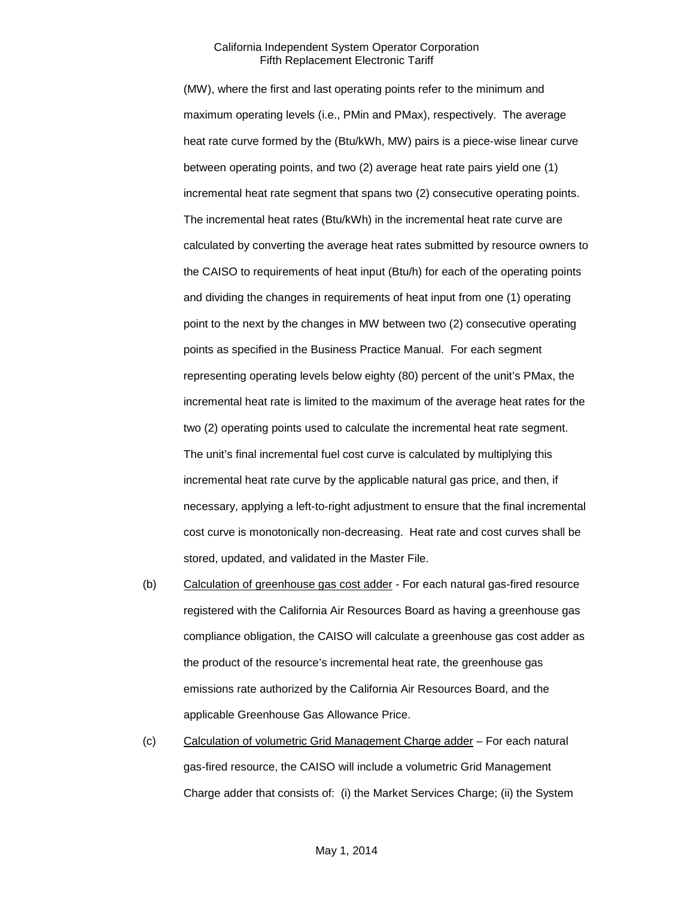(MW), where the first and last operating points refer to the minimum and maximum operating levels (i.e., PMin and PMax), respectively. The average heat rate curve formed by the (Btu/kWh, MW) pairs is a piece-wise linear curve between operating points, and two (2) average heat rate pairs yield one (1) incremental heat rate segment that spans two (2) consecutive operating points. The incremental heat rates (Btu/kWh) in the incremental heat rate curve are calculated by converting the average heat rates submitted by resource owners to the CAISO to requirements of heat input (Btu/h) for each of the operating points and dividing the changes in requirements of heat input from one (1) operating point to the next by the changes in MW between two (2) consecutive operating points as specified in the Business Practice Manual. For each segment representing operating levels below eighty (80) percent of the unit's PMax, the incremental heat rate is limited to the maximum of the average heat rates for the two (2) operating points used to calculate the incremental heat rate segment. The unit's final incremental fuel cost curve is calculated by multiplying this incremental heat rate curve by the applicable natural gas price, and then, if necessary, applying a left-to-right adjustment to ensure that the final incremental cost curve is monotonically non-decreasing. Heat rate and cost curves shall be stored, updated, and validated in the Master File.

(b) Calculation of greenhouse gas cost adder - For each natural gas-fired resource registered with the California Air Resources Board as having a greenhouse gas compliance obligation, the CAISO will calculate a greenhouse gas cost adder as the product of the resource's incremental heat rate, the greenhouse gas emissions rate authorized by the California Air Resources Board, and the applicable Greenhouse Gas Allowance Price.

(c) Calculation of volumetric Grid Management Charge adder – For each natural gas-fired resource, the CAISO will include a volumetric Grid Management Charge adder that consists of: (i) the Market Services Charge; (ii) the System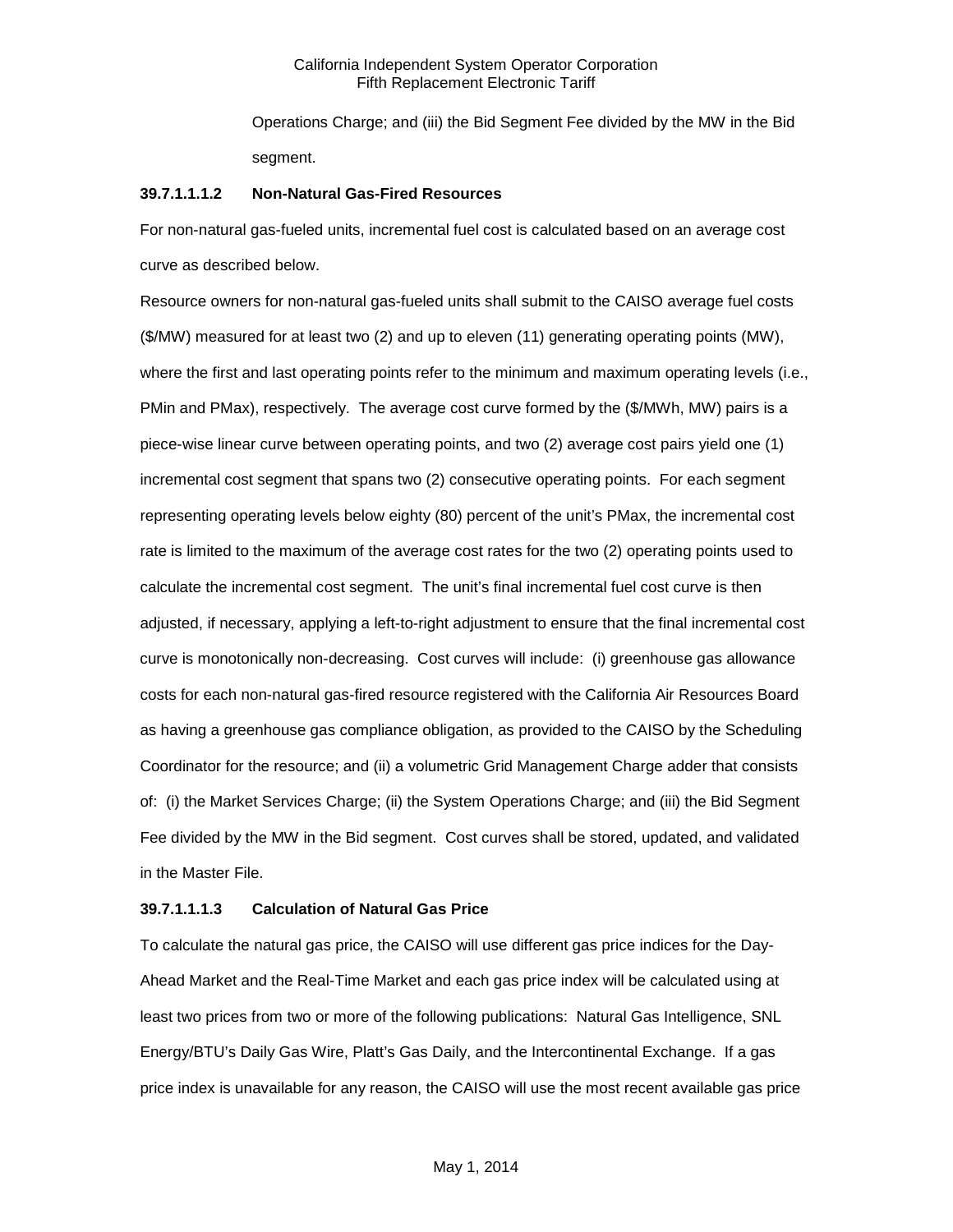Operations Charge; and (iii) the Bid Segment Fee divided by the MW in the Bid segment.

**39.7.1.1.1.2 Non-Natural Gas-Fired Resources**

For non-natural gas-fueled units, incremental fuel cost is calculated based on an average cost curve as described below.

Resource owners for non-natural gas-fueled units shall submit to the CAISO average fuel costs ($/MW) measured for at least two (2) and up to eleven (11) generating operating points (MW), where the first and last operating points refer to the minimum and maximum operating levels (i.e., PMin and PMax), respectively. The average cost curve formed by the ($/MWh, MW) pairs is a piece-wise linear curve between operating points, and two (2) average cost pairs yield one (1) incremental cost segment that spans two (2) consecutive operating points. For each segment representing operating levels below eighty (80) percent of the unit's PMax, the incremental cost rate is limited to the maximum of the average cost rates for the two (2) operating points used to calculate the incremental cost segment. The unit's final incremental fuel cost curve is then adjusted, if necessary, applying a left-to-right adjustment to ensure that the final incremental cost curve is monotonically non-decreasing. Cost curves will include: (i) greenhouse gas allowance costs for each non-natural gas-fired resource registered with the California Air Resources Board as having a greenhouse gas compliance obligation, as provided to the CAISO by the Scheduling Coordinator for the resource; and (ii) a volumetric Grid Management Charge adder that consists of: (i) the Market Services Charge; (ii) the System Operations Charge; and (iii) the Bid Segment Fee divided by the MW in the Bid segment. Cost curves shall be stored, updated, and validated in the Master File.

**39.7.1.1.1.3 Calculation of Natural Gas Price**

To calculate the natural gas price, the CAISO will use different gas price indices for the Day-Ahead Market and the Real-Time Market and each gas price index will be calculated using at least two prices from two or more of the following publications: Natural Gas Intelligence, SNL Energy/BTU's Daily Gas Wire, Platt's Gas Daily, and the Intercontinental Exchange. If a gas price index is unavailable for any reason, the CAISO will use the most recent available gas price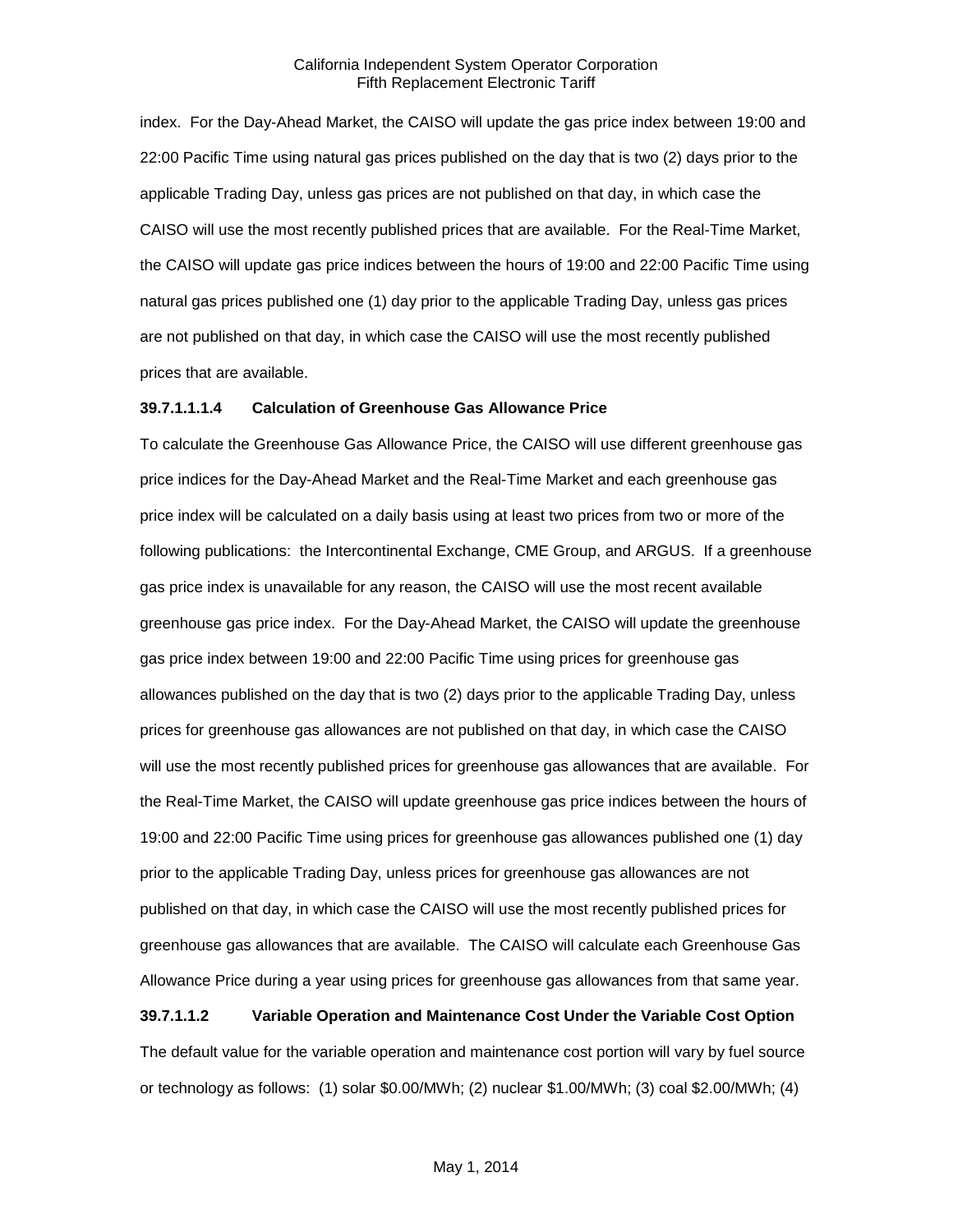index. For the Day-Ahead Market, the CAISO will update the gas price index between 19:00 and 22:00 Pacific Time using natural gas prices published on the day that is two (2) days prior to the applicable Trading Day, unless gas prices are not published on that day, in which case the CAISO will use the most recently published prices that are available. For the Real-Time Market, the CAISO will update gas price indices between the hours of 19:00 and 22:00 Pacific Time using natural gas prices published one (1) day prior to the applicable Trading Day, unless gas prices are not published on that day, in which case the CAISO will use the most recently published prices that are available.

**39.7.1.1.1.4 Calculation of Greenhouse Gas Allowance Price**

To calculate the Greenhouse Gas Allowance Price, the CAISO will use different greenhouse gas price indices for the Day-Ahead Market and the Real-Time Market and each greenhouse gas price index will be calculated on a daily basis using at least two prices from two or more of the following publications: the Intercontinental Exchange, CME Group, and ARGUS. If a greenhouse gas price index is unavailable for any reason, the CAISO will use the most recent available greenhouse gas price index. For the Day-Ahead Market, the CAISO will update the greenhouse gas price index between 19:00 and 22:00 Pacific Time using prices for greenhouse gas allowances published on the day that is two (2) days prior to the applicable Trading Day, unless prices for greenhouse gas allowances are not published on that day, in which case the CAISO will use the most recently published prices for greenhouse gas allowances that are available. For the Real-Time Market, the CAISO will update greenhouse gas price indices between the hours of 19:00 and 22:00 Pacific Time using prices for greenhouse gas allowances published one (1) day prior to the applicable Trading Day, unless prices for greenhouse gas allowances are not published on that day, in which case the CAISO will use the most recently published prices for greenhouse gas allowances that are available. The CAISO will calculate each Greenhouse Gas Allowance Price during a year using prices for greenhouse gas allowances from that same year.

**39.7.1.1.2 Variable Operation and Maintenance Cost Under the Variable Cost Option**

The default value for the variable operation and maintenance cost portion will vary by fuel source or technology as follows: (1) solar $0.00/MWh; (2) nuclear $1.00/MWh; (3) coal $2.00/MWh; (4)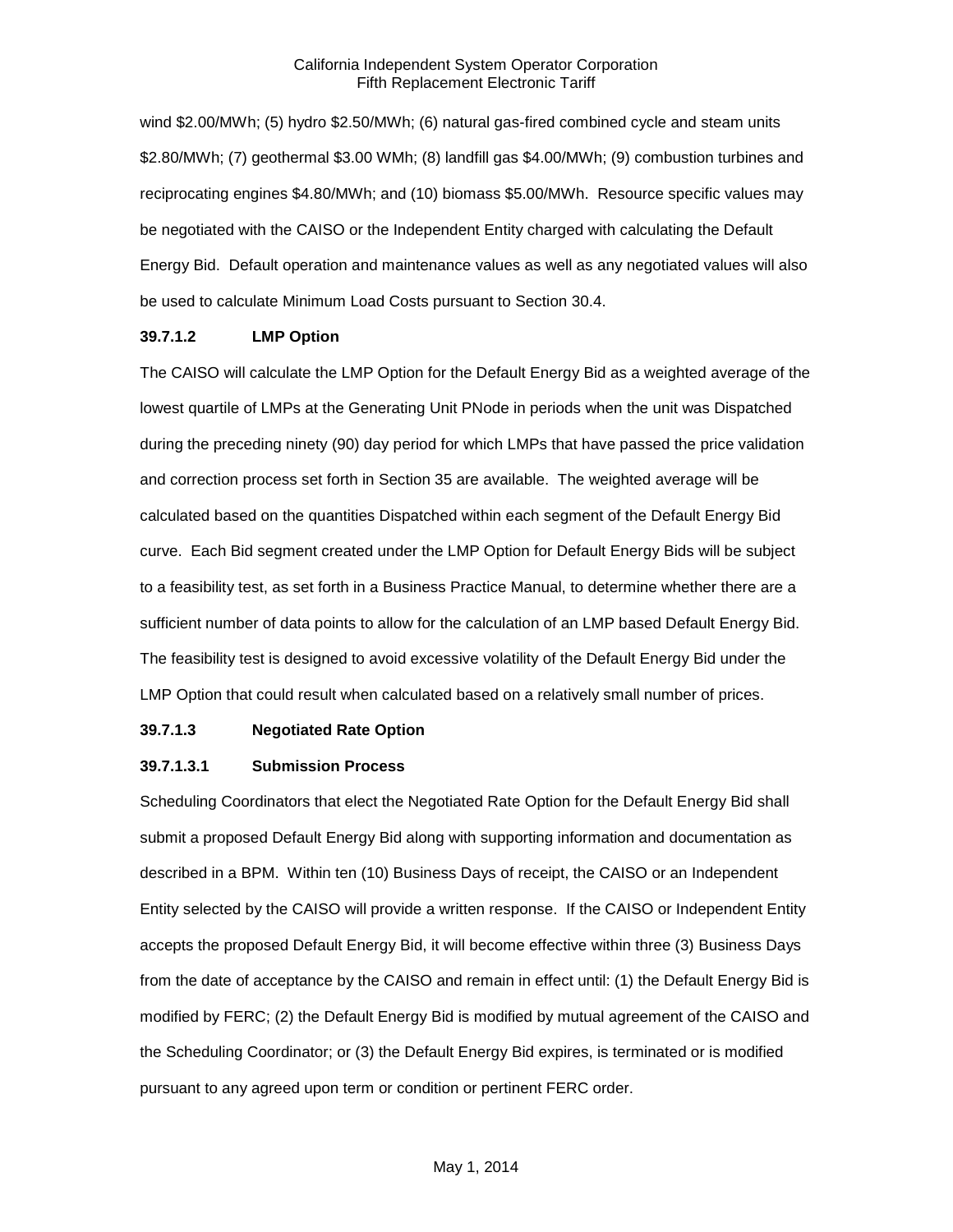wind \$2.00/MWh; (5) hydro \$2.50/MWh; (6) natural gas-fired combined cycle and steam units \$2.80/MWh; (7) geothermal \$3.00 WMh; (8) landfill gas \$4.00/MWh; (9) combustion turbines and reciprocating engines \$4.80/MWh; and (10) biomass \$5.00/MWh. Resource specific values may be negotiated with the CAISO or the Independent Entity charged with calculating the Default Energy Bid. Default operation and maintenance values as well as any negotiated values will also be used to calculate Minimum Load Costs pursuant to Section 30.4.

**39.7.1.2 LMP Option**

The CAISO will calculate the LMP Option for the Default Energy Bid as a weighted average of the lowest quartile of LMPs at the Generating Unit PNode in periods when the unit was Dispatched during the preceding ninety (90) day period for which LMPs that have passed the price validation and correction process set forth in Section 35 are available. The weighted average will be calculated based on the quantities Dispatched within each segment of the Default Energy Bid curve. Each Bid segment created under the LMP Option for Default Energy Bids will be subject to a feasibility test, as set forth in a Business Practice Manual, to determine whether there are a sufficient number of data points to allow for the calculation of an LMP based Default Energy Bid. The feasibility test is designed to avoid excessive volatility of the Default Energy Bid under the LMP Option that could result when calculated based on a relatively small number of prices.

**39.7.1.3 Negotiated Rate Option**

**39.7.1.3.1 Submission Process**

Scheduling Coordinators that elect the Negotiated Rate Option for the Default Energy Bid shall submit a proposed Default Energy Bid along with supporting information and documentation as described in a BPM. Within ten (10) Business Days of receipt, the CAISO or an Independent Entity selected by the CAISO will provide a written response. If the CAISO or Independent Entity accepts the proposed Default Energy Bid, it will become effective within three (3) Business Days from the date of acceptance by the CAISO and remain in effect until: (1) the Default Energy Bid is modified by FERC; (2) the Default Energy Bid is modified by mutual agreement of the CAISO and the Scheduling Coordinator; or (3) the Default Energy Bid expires, is terminated or is modified pursuant to any agreed upon term or condition or pertinent FERC order.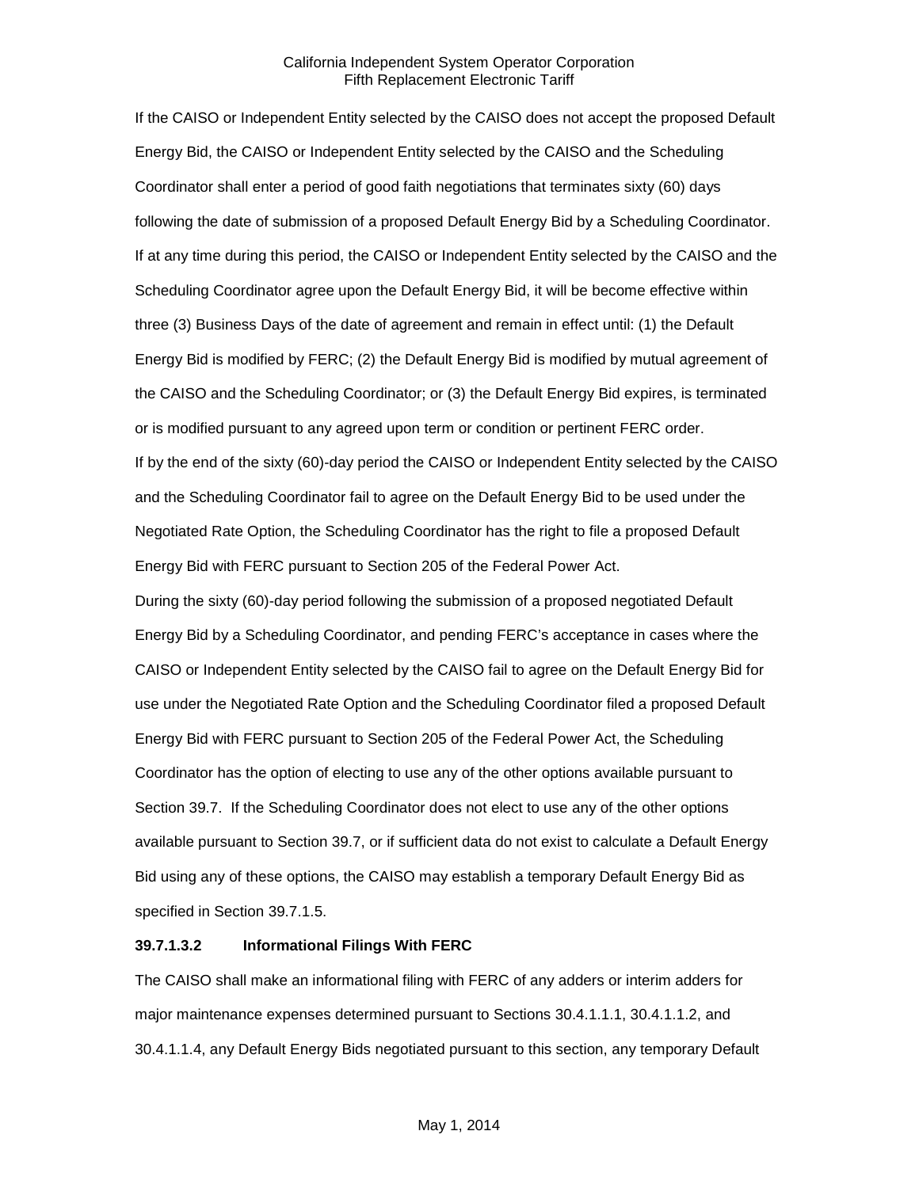If the CAISO or Independent Entity selected by the CAISO does not accept the proposed Default Energy Bid, the CAISO or Independent Entity selected by the CAISO and the Scheduling Coordinator shall enter a period of good faith negotiations that terminates sixty (60) days following the date of submission of a proposed Default Energy Bid by a Scheduling Coordinator. If at any time during this period, the CAISO or Independent Entity selected by the CAISO and the Scheduling Coordinator agree upon the Default Energy Bid, it will be become effective within three (3) Business Days of the date of agreement and remain in effect until: (1) the Default Energy Bid is modified by FERC; (2) the Default Energy Bid is modified by mutual agreement of the CAISO and the Scheduling Coordinator; or (3) the Default Energy Bid expires, is terminated or is modified pursuant to any agreed upon term or condition or pertinent FERC order.

If by the end of the sixty (60)-day period the CAISO or Independent Entity selected by the CAISO and the Scheduling Coordinator fail to agree on the Default Energy Bid to be used under the Negotiated Rate Option, the Scheduling Coordinator has the right to file a proposed Default Energy Bid with FERC pursuant to Section 205 of the Federal Power Act.

During the sixty (60)-day period following the submission of a proposed negotiated Default Energy Bid by a Scheduling Coordinator, and pending FERC's acceptance in cases where the CAISO or Independent Entity selected by the CAISO fail to agree on the Default Energy Bid for use under the Negotiated Rate Option and the Scheduling Coordinator filed a proposed Default Energy Bid with FERC pursuant to Section 205 of the Federal Power Act, the Scheduling Coordinator has the option of electing to use any of the other options available pursuant to Section 39.7. If the Scheduling Coordinator does not elect to use any of the other options available pursuant to Section 39.7, or if sufficient data do not exist to calculate a Default Energy Bid using any of these options, the CAISO may establish a temporary Default Energy Bid as specified in Section 39.7.1.5.

**39.7.1.3.2 Informational Filings With FERC**

The CAISO shall make an informational filing with FERC of any adders or interim adders for major maintenance expenses determined pursuant to Sections 30.4.1.1.1, 30.4.1.1.2, and 30.4.1.1.4, any Default Energy Bids negotiated pursuant to this section, any temporary Default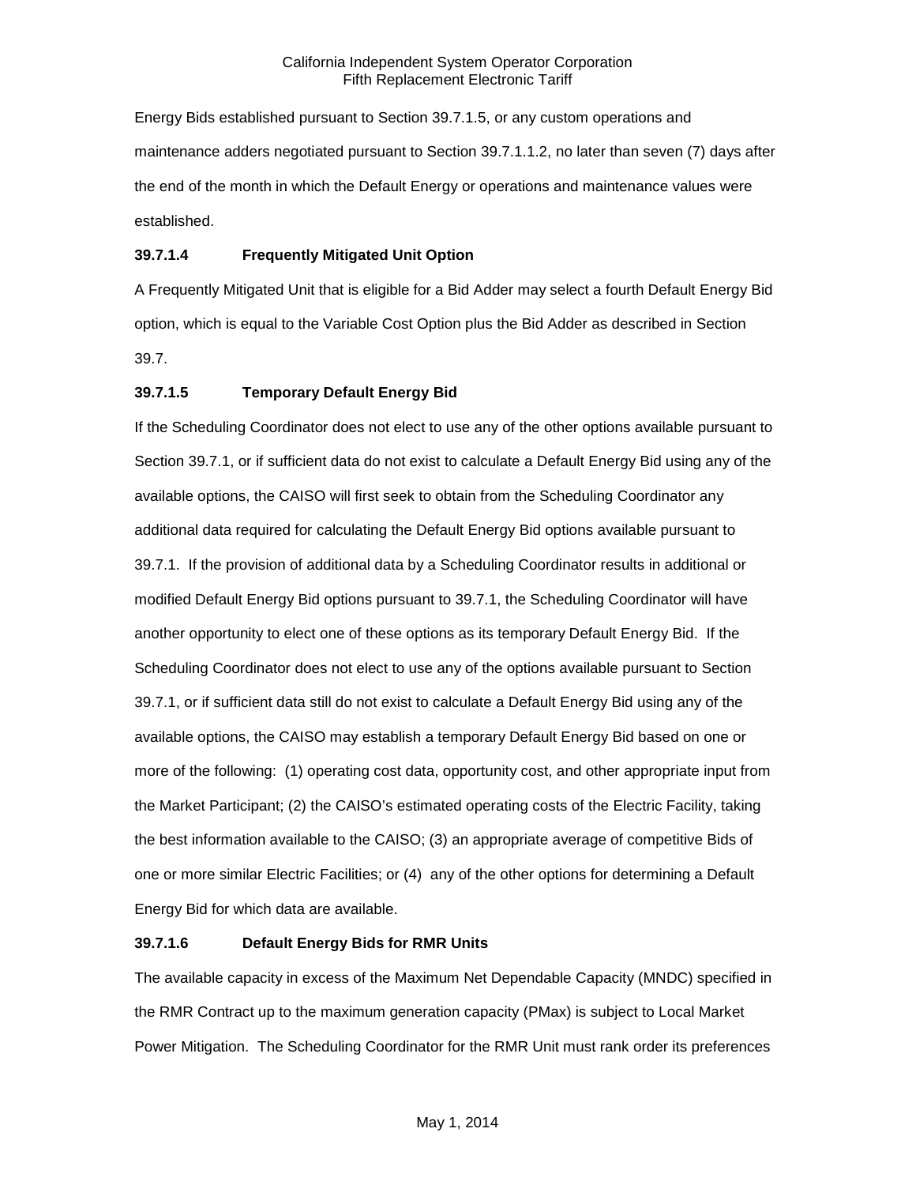Energy Bids established pursuant to Section 39.7.1.5, or any custom operations and maintenance adders negotiated pursuant to Section 39.7.1.1.2, no later than seven (7) days after the end of the month in which the Default Energy or operations and maintenance values were established.

### 39.7.1.4 Frequently Mitigated Unit Option

A Frequently Mitigated Unit that is eligible for a Bid Adder may select a fourth Default Energy Bid option, which is equal to the Variable Cost Option plus the Bid Adder as described in Section 39.7.

### 39.7.1.5 Temporary Default Energy Bid

If the Scheduling Coordinator does not elect to use any of the other options available pursuant to Section 39.7.1, or if sufficient data do not exist to calculate a Default Energy Bid using any of the available options, the CAISO will first seek to obtain from the Scheduling Coordinator any additional data required for calculating the Default Energy Bid options available pursuant to 39.7.1. If the provision of additional data by a Scheduling Coordinator results in additional or modified Default Energy Bid options pursuant to 39.7.1, the Scheduling Coordinator will have another opportunity to elect one of these options as its temporary Default Energy Bid. If the Scheduling Coordinator does not elect to use any of the options available pursuant to Section 39.7.1, or if sufficient data still do not exist to calculate a Default Energy Bid using any of the available options, the CAISO may establish a temporary Default Energy Bid based on one or more of the following: (1) operating cost data, opportunity cost, and other appropriate input from the Market Participant; (2) the CAISO's estimated operating costs of the Electric Facility, taking the best information available to the CAISO; (3) an appropriate average of competitive Bids of one or more similar Electric Facilities; or (4) any of the other options for determining a Default Energy Bid for which data are available.

### 39.7.1.6 Default Energy Bids for RMR Units

The available capacity in excess of the Maximum Net Dependable Capacity (MNDC) specified in the RMR Contract up to the maximum generation capacity (PMax) is subject to Local Market Power Mitigation. The Scheduling Coordinator for the RMR Unit must rank order its preferences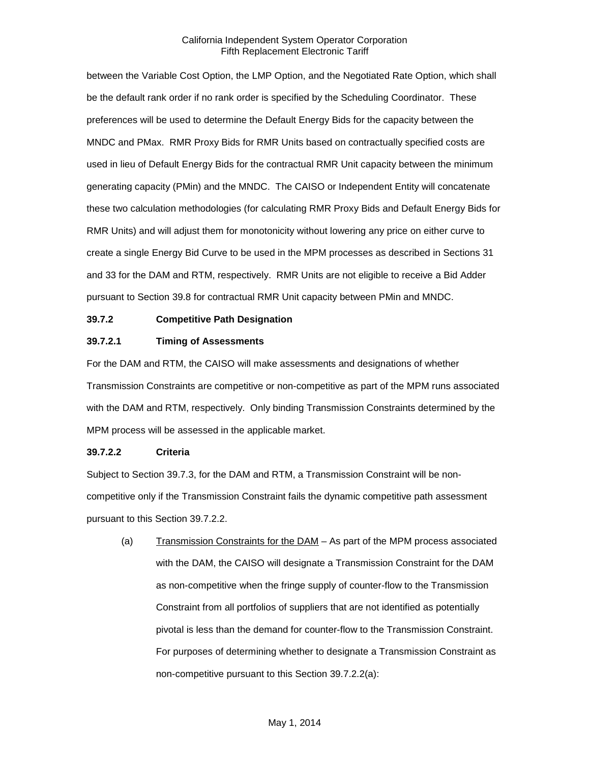between the Variable Cost Option, the LMP Option, and the Negotiated Rate Option, which shall be the default rank order if no rank order is specified by the Scheduling Coordinator. These preferences will be used to determine the Default Energy Bids for the capacity between the MNDC and PMax. RMR Proxy Bids for RMR Units based on contractually specified costs are used in lieu of Default Energy Bids for the contractual RMR Unit capacity between the minimum generating capacity (PMin) and the MNDC. The CAISO or Independent Entity will concatenate these two calculation methodologies (for calculating RMR Proxy Bids and Default Energy Bids for RMR Units) and will adjust them for monotonicity without lowering any price on either curve to create a single Energy Bid Curve to be used in the MPM processes as described in Sections 31 and 33 for the DAM and RTM, respectively. RMR Units are not eligible to receive a Bid Adder pursuant to Section 39.8 for contractual RMR Unit capacity between PMin and MNDC.

**39.7.2 Competitive Path Designation**

**39.7.2.1 Timing of Assessments**

For the DAM and RTM, the CAISO will make assessments and designations of whether Transmission Constraints are competitive or non-competitive as part of the MPM runs associated with the DAM and RTM, respectively. Only binding Transmission Constraints determined by the MPM process will be assessed in the applicable market.

**39.7.2.2 Criteria**

Subject to Section 39.7.3, for the DAM and RTM, a Transmission Constraint will be non-competitive only if the Transmission Constraint fails the dynamic competitive path assessment pursuant to this Section 39.7.2.2.

(a) Transmission Constraints for the DAM – As part of the MPM process associated with the DAM, the CAISO will designate a Transmission Constraint for the DAM as non-competitive when the fringe supply of counter-flow to the Transmission Constraint from all portfolios of suppliers that are not identified as potentially pivotal is less than the demand for counter-flow to the Transmission Constraint. For purposes of determining whether to designate a Transmission Constraint as non-competitive pursuant to this Section 39.7.2.2(a):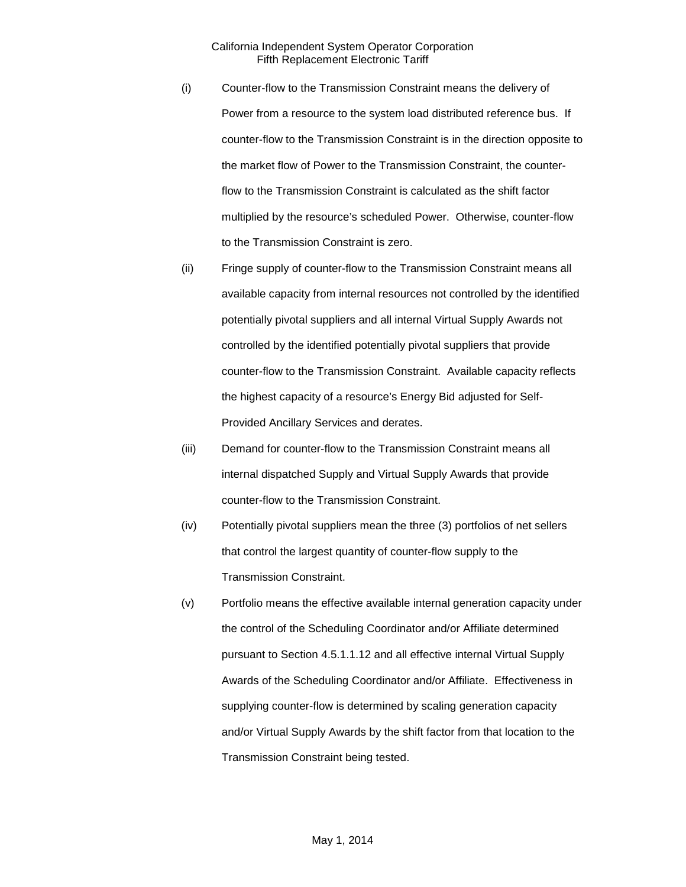(i) Counter-flow to the Transmission Constraint means the delivery of Power from a resource to the system load distributed reference bus. If counter-flow to the Transmission Constraint is in the direction opposite to the market flow of Power to the Transmission Constraint, the counter-flow to the Transmission Constraint is calculated as the shift factor multiplied by the resource's scheduled Power. Otherwise, counter-flow to the Transmission Constraint is zero.

(ii) Fringe supply of counter-flow to the Transmission Constraint means all available capacity from internal resources not controlled by the identified potentially pivotal suppliers and all internal Virtual Supply Awards not controlled by the identified potentially pivotal suppliers that provide counter-flow to the Transmission Constraint. Available capacity reflects the highest capacity of a resource's Energy Bid adjusted for Self-Provided Ancillary Services and derates.

(iii) Demand for counter-flow to the Transmission Constraint means all internal dispatched Supply and Virtual Supply Awards that provide counter-flow to the Transmission Constraint.

(iv) Potentially pivotal suppliers mean the three (3) portfolios of net sellers that control the largest quantity of counter-flow supply to the Transmission Constraint.

(v) Portfolio means the effective available internal generation capacity under the control of the Scheduling Coordinator and/or Affiliate determined pursuant to Section 4.5.1.1.12 and all effective internal Virtual Supply Awards of the Scheduling Coordinator and/or Affiliate. Effectiveness in supplying counter-flow is determined by scaling generation capacity and/or Virtual Supply Awards by the shift factor from that location to the Transmission Constraint being tested.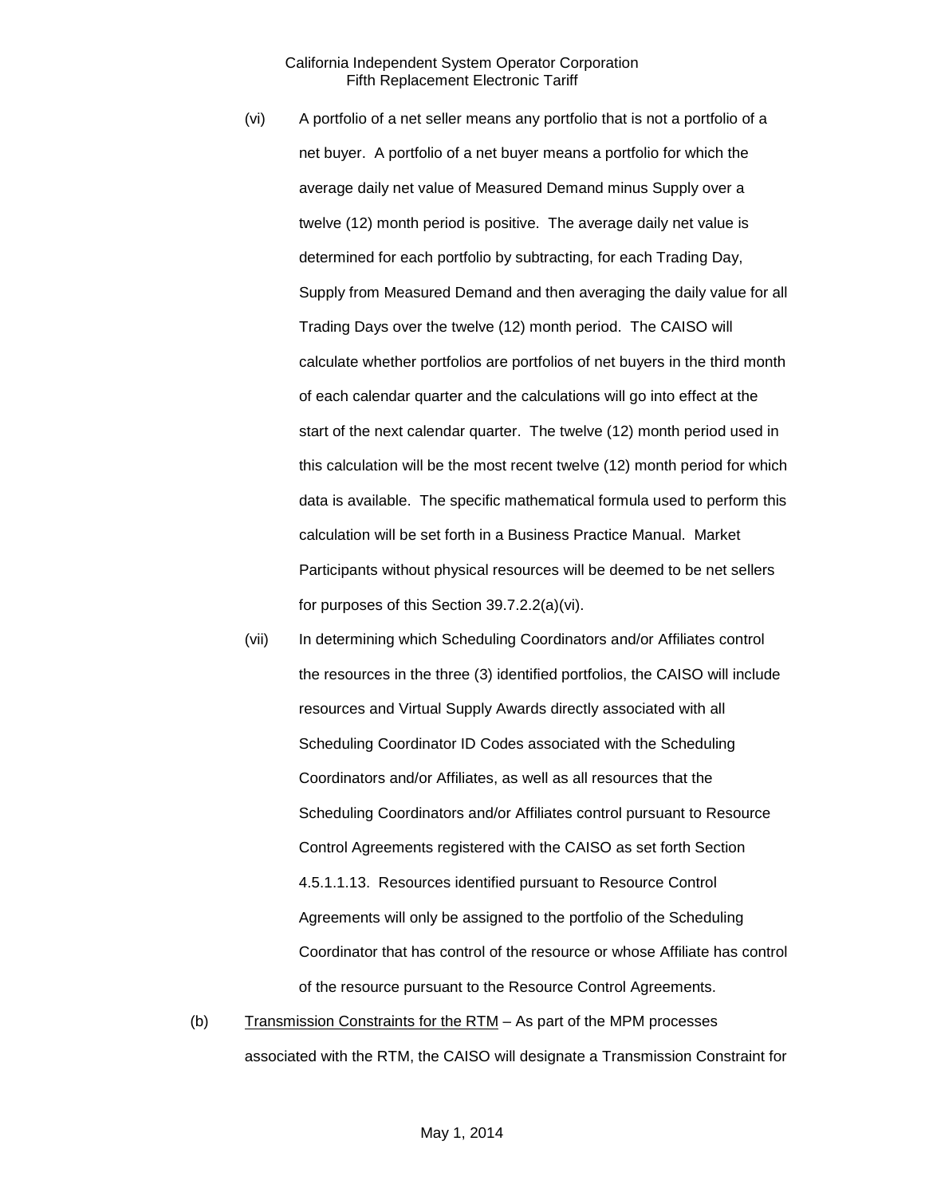(vi) A portfolio of a net seller means any portfolio that is not a portfolio of a net buyer. A portfolio of a net buyer means a portfolio for which the average daily net value of Measured Demand minus Supply over a twelve (12) month period is positive. The average daily net value is determined for each portfolio by subtracting, for each Trading Day, Supply from Measured Demand and then averaging the daily value for all Trading Days over the twelve (12) month period. The CAISO will calculate whether portfolios are portfolios of net buyers in the third month of each calendar quarter and the calculations will go into effect at the start of the next calendar quarter. The twelve (12) month period used in this calculation will be the most recent twelve (12) month period for which data is available. The specific mathematical formula used to perform this calculation will be set forth in a Business Practice Manual. Market Participants without physical resources will be deemed to be net sellers for purposes of this Section 39.7.2.2(a)(vi).

(vii) In determining which Scheduling Coordinators and/or Affiliates control the resources in the three (3) identified portfolios, the CAISO will include resources and Virtual Supply Awards directly associated with all Scheduling Coordinator ID Codes associated with the Scheduling Coordinators and/or Affiliates, as well as all resources that the Scheduling Coordinators and/or Affiliates control pursuant to Resource Control Agreements registered with the CAISO as set forth Section 4.5.1.1.13. Resources identified pursuant to Resource Control Agreements will only be assigned to the portfolio of the Scheduling Coordinator that has control of the resource or whose Affiliate has control of the resource pursuant to the Resource Control Agreements.

(b) Transmission Constraints for the RTM – As part of the MPM processes associated with the RTM, the CAISO will designate a Transmission Constraint for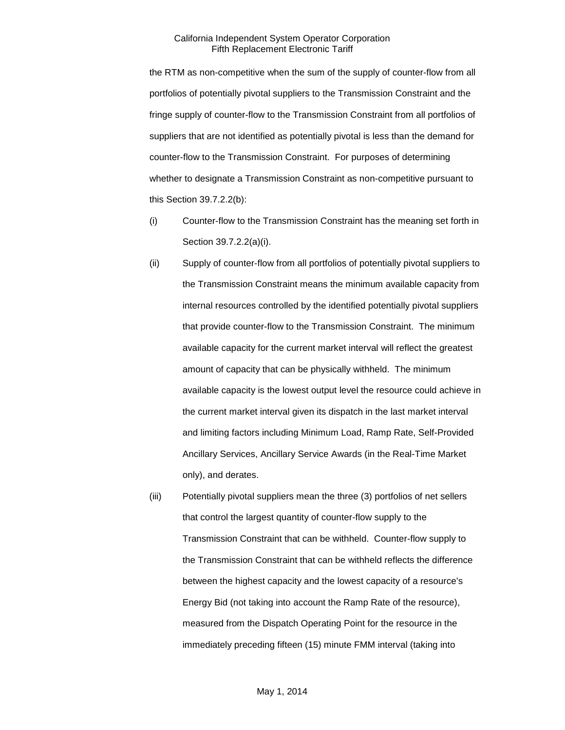the RTM as non-competitive when the sum of the supply of counter-flow from all portfolios of potentially pivotal suppliers to the Transmission Constraint and the fringe supply of counter-flow to the Transmission Constraint from all portfolios of suppliers that are not identified as potentially pivotal is less than the demand for counter-flow to the Transmission Constraint. For purposes of determining whether to designate a Transmission Constraint as non-competitive pursuant to this Section 39.7.2.2(b):

(i) Counter-flow to the Transmission Constraint has the meaning set forth in Section 39.7.2.2(a)(i).

(ii) Supply of counter-flow from all portfolios of potentially pivotal suppliers to the Transmission Constraint means the minimum available capacity from internal resources controlled by the identified potentially pivotal suppliers that provide counter-flow to the Transmission Constraint. The minimum available capacity for the current market interval will reflect the greatest amount of capacity that can be physically withheld. The minimum available capacity is the lowest output level the resource could achieve in the current market interval given its dispatch in the last market interval and limiting factors including Minimum Load, Ramp Rate, Self-Provided Ancillary Services, Ancillary Service Awards (in the Real-Time Market only), and derates.

(iii) Potentially pivotal suppliers mean the three (3) portfolios of net sellers that control the largest quantity of counter-flow supply to the Transmission Constraint that can be withheld. Counter-flow supply to the Transmission Constraint that can be withheld reflects the difference between the highest capacity and the lowest capacity of a resource's Energy Bid (not taking into account the Ramp Rate of the resource), measured from the Dispatch Operating Point for the resource in the immediately preceding fifteen (15) minute FMM interval (taking into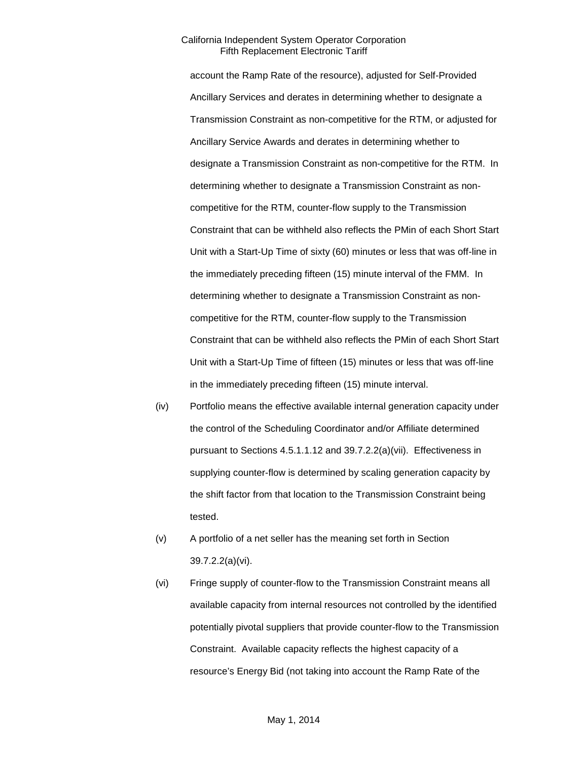account the Ramp Rate of the resource), adjusted for Self-Provided Ancillary Services and derates in determining whether to designate a Transmission Constraint as non-competitive for the RTM, or adjusted for Ancillary Service Awards and derates in determining whether to designate a Transmission Constraint as non-competitive for the RTM. In determining whether to designate a Transmission Constraint as non-competitive for the RTM, counter-flow supply to the Transmission Constraint that can be withheld also reflects the PMin of each Short Start Unit with a Start-Up Time of sixty (60) minutes or less that was off-line in the immediately preceding fifteen (15) minute interval of the FMM. In determining whether to designate a Transmission Constraint as non-competitive for the RTM, counter-flow supply to the Transmission Constraint that can be withheld also reflects the PMin of each Short Start Unit with a Start-Up Time of fifteen (15) minutes or less that was off-line in the immediately preceding fifteen (15) minute interval.

(iv) Portfolio means the effective available internal generation capacity under the control of the Scheduling Coordinator and/or Affiliate determined pursuant to Sections 4.5.1.1.12 and 39.7.2.2(a)(vii). Effectiveness in supplying counter-flow is determined by scaling generation capacity by the shift factor from that location to the Transmission Constraint being tested.

(v) A portfolio of a net seller has the meaning set forth in Section 39.7.2.2(a)(vi).

(vi) Fringe supply of counter-flow to the Transmission Constraint means all available capacity from internal resources not controlled by the identified potentially pivotal suppliers that provide counter-flow to the Transmission Constraint. Available capacity reflects the highest capacity of a resource's Energy Bid (not taking into account the Ramp Rate of the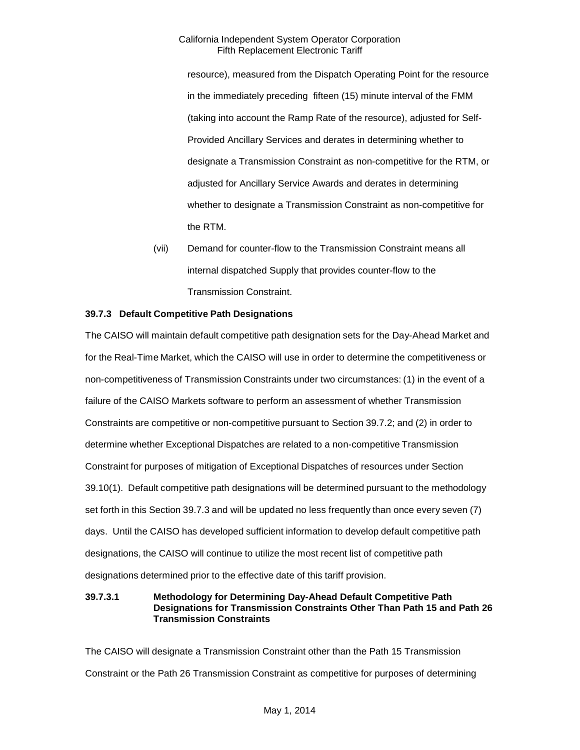resource), measured from the Dispatch Operating Point for the resource in the immediately preceding fifteen (15) minute interval of the FMM (taking into account the Ramp Rate of the resource), adjusted for Self-Provided Ancillary Services and derates in determining whether to designate a Transmission Constraint as non-competitive for the RTM, or adjusted for Ancillary Service Awards and derates in determining whether to designate a Transmission Constraint as non-competitive for the RTM.

(vii) Demand for counter-flow to the Transmission Constraint means all internal dispatched Supply that provides counter-flow to the Transmission Constraint.

### 39.7.3 Default Competitive Path Designations

The CAISO will maintain default competitive path designation sets for the Day-Ahead Market and for the Real-Time Market, which the CAISO will use in order to determine the competitiveness or non-competitiveness of Transmission Constraints under two circumstances: (1) in the event of a failure of the CAISO Markets software to perform an assessment of whether Transmission Constraints are competitive or non-competitive pursuant to Section 39.7.2; and (2) in order to determine whether Exceptional Dispatches are related to a non-competitive Transmission Constraint for purposes of mitigation of Exceptional Dispatches of resources under Section 39.10(1). Default competitive path designations will be determined pursuant to the methodology set forth in this Section 39.7.3 and will be updated no less frequently than once every seven (7) days. Until the CAISO has developed sufficient information to develop default competitive path designations, the CAISO will continue to utilize the most recent list of competitive path designations determined prior to the effective date of this tariff provision.

#### 39.7.3.1 Methodology for Determining Day-Ahead Default Competitive Path Designations for Transmission Constraints Other Than Path 15 and Path 26 Transmission Constraints

The CAISO will designate a Transmission Constraint other than the Path 15 Transmission Constraint or the Path 26 Transmission Constraint as competitive for purposes of determining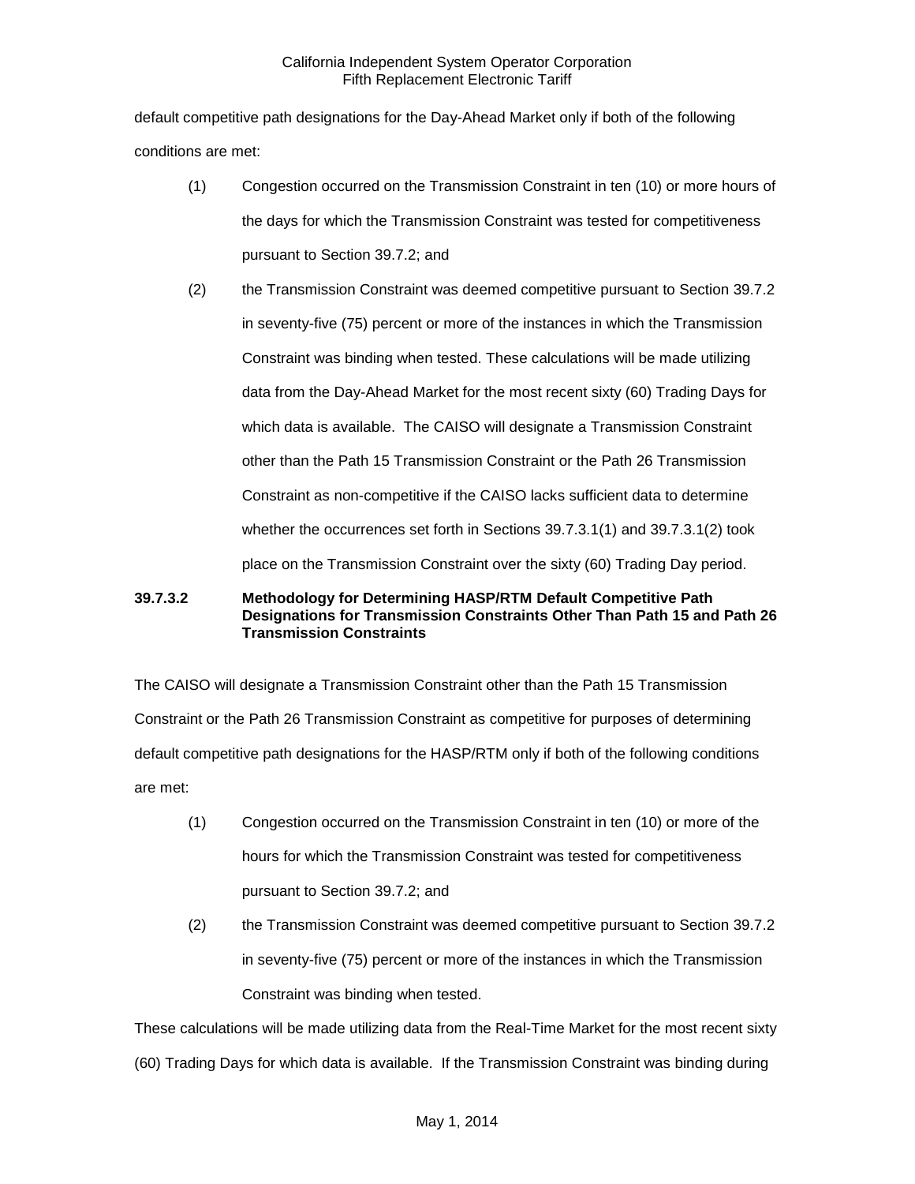default competitive path designations for the Day-Ahead Market only if both of the following conditions are met:

(1) Congestion occurred on the Transmission Constraint in ten (10) or more hours of the days for which the Transmission Constraint was tested for competitiveness pursuant to Section 39.7.2; and

(2) the Transmission Constraint was deemed competitive pursuant to Section 39.7.2 in seventy-five (75) percent or more of the instances in which the Transmission Constraint was binding when tested. These calculations will be made utilizing data from the Day-Ahead Market for the most recent sixty (60) Trading Days for which data is available. The CAISO will designate a Transmission Constraint other than the Path 15 Transmission Constraint or the Path 26 Transmission Constraint as non-competitive if the CAISO lacks sufficient data to determine whether the occurrences set forth in Sections 39.7.3.1(1) and 39.7.3.1(2) took place on the Transmission Constraint over the sixty (60) Trading Day period.

**39.7.3.2 Methodology for Determining HASP/RTM Default Competitive Path Designations for Transmission Constraints Other Than Path 15 and Path 26 Transmission Constraints**

The CAISO will designate a Transmission Constraint other than the Path 15 Transmission Constraint or the Path 26 Transmission Constraint as competitive for purposes of determining default competitive path designations for the HASP/RTM only if both of the following conditions are met:

(1) Congestion occurred on the Transmission Constraint in ten (10) or more of the hours for which the Transmission Constraint was tested for competitiveness pursuant to Section 39.7.2; and

(2) the Transmission Constraint was deemed competitive pursuant to Section 39.7.2 in seventy-five (75) percent or more of the instances in which the Transmission Constraint was binding when tested.

These calculations will be made utilizing data from the Real-Time Market for the most recent sixty (60) Trading Days for which data is available. If the Transmission Constraint was binding during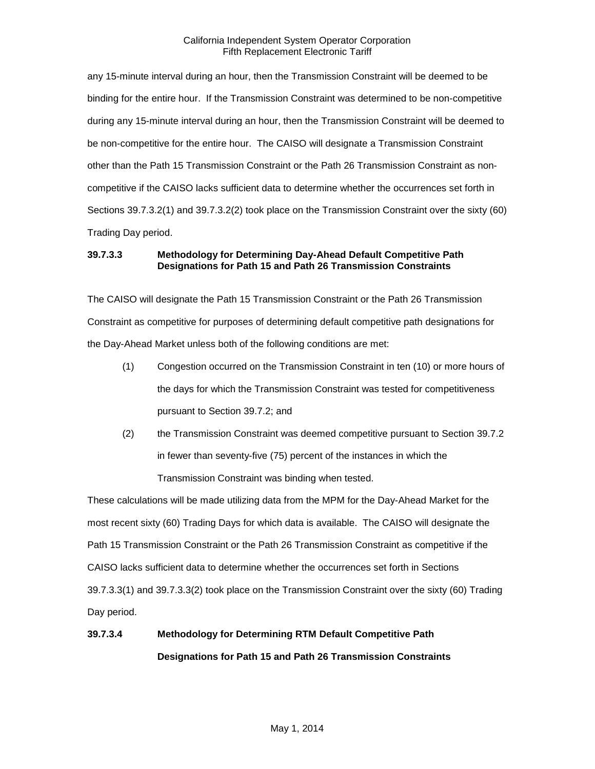any 15-minute interval during an hour, then the Transmission Constraint will be deemed to be binding for the entire hour. If the Transmission Constraint was determined to be non-competitive during any 15-minute interval during an hour, then the Transmission Constraint will be deemed to be non-competitive for the entire hour. The CAISO will designate a Transmission Constraint other than the Path 15 Transmission Constraint or the Path 26 Transmission Constraint as non-competitive if the CAISO lacks sufficient data to determine whether the occurrences set forth in Sections 39.7.3.2(1) and 39.7.3.2(2) took place on the Transmission Constraint over the sixty (60) Trading Day period.

**39.7.3.3 Methodology for Determining Day-Ahead Default Competitive Path Designations for Path 15 and Path 26 Transmission Constraints**

The CAISO will designate the Path 15 Transmission Constraint or the Path 26 Transmission Constraint as competitive for purposes of determining default competitive path designations for the Day-Ahead Market unless both of the following conditions are met:

(1) Congestion occurred on the Transmission Constraint in ten (10) or more hours of the days for which the Transmission Constraint was tested for competitiveness pursuant to Section 39.7.2; and

(2) the Transmission Constraint was deemed competitive pursuant to Section 39.7.2 in fewer than seventy-five (75) percent of the instances in which the Transmission Constraint was binding when tested.

These calculations will be made utilizing data from the MPM for the Day-Ahead Market for the most recent sixty (60) Trading Days for which data is available. The CAISO will designate the Path 15 Transmission Constraint or the Path 26 Transmission Constraint as competitive if the CAISO lacks sufficient data to determine whether the occurrences set forth in Sections 39.7.3.3(1) and 39.7.3.3(2) took place on the Transmission Constraint over the sixty (60) Trading Day period.

**39.7.3.4 Methodology for Determining RTM Default Competitive Path Designations for Path 15 and Path 26 Transmission Constraints**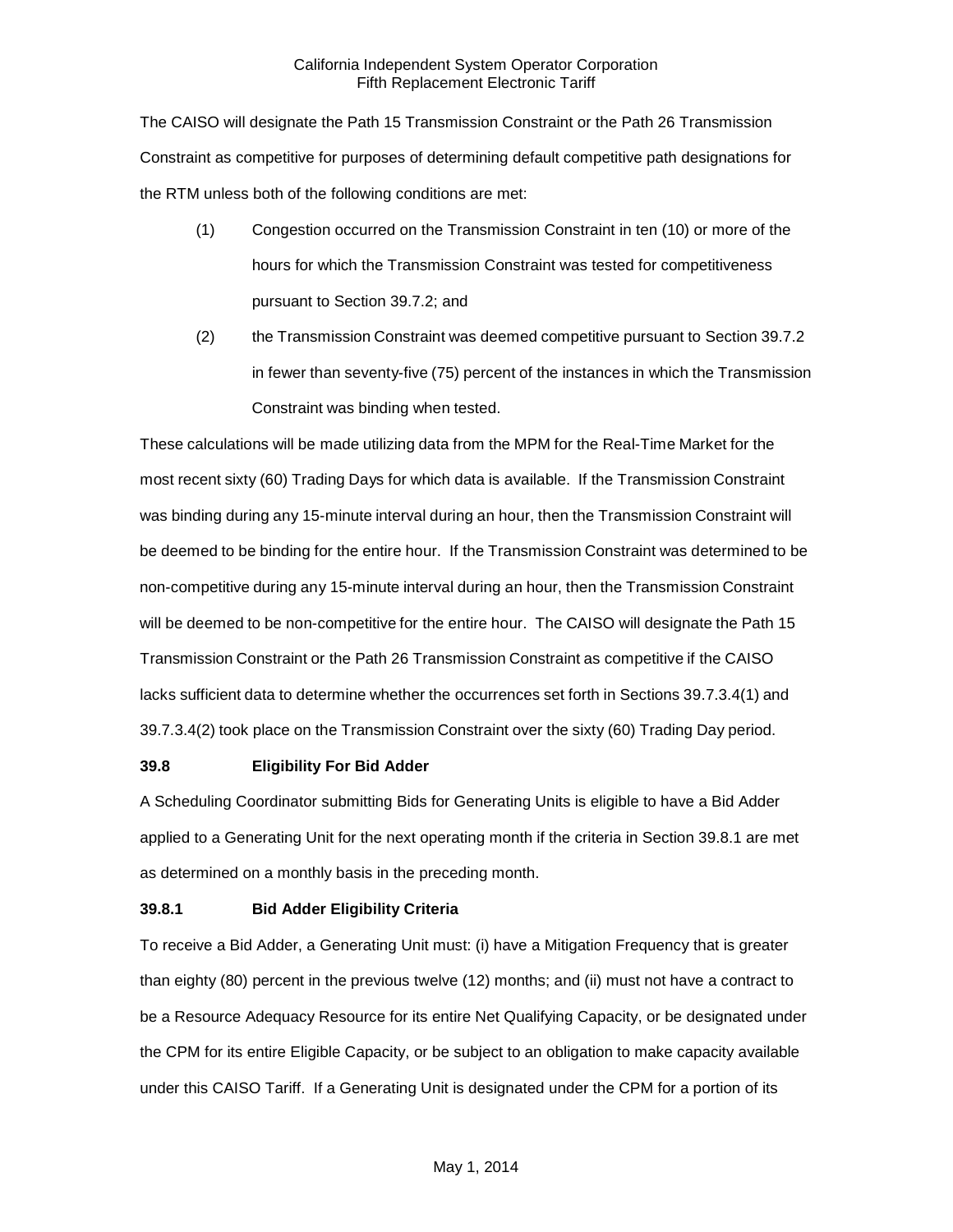The CAISO will designate the Path 15 Transmission Constraint or the Path 26 Transmission Constraint as competitive for purposes of determining default competitive path designations for the RTM unless both of the following conditions are met:

(1) Congestion occurred on the Transmission Constraint in ten (10) or more of the hours for which the Transmission Constraint was tested for competitiveness pursuant to Section 39.7.2; and

(2) the Transmission Constraint was deemed competitive pursuant to Section 39.7.2 in fewer than seventy-five (75) percent of the instances in which the Transmission Constraint was binding when tested.

These calculations will be made utilizing data from the MPM for the Real-Time Market for the most recent sixty (60) Trading Days for which data is available. If the Transmission Constraint was binding during any 15-minute interval during an hour, then the Transmission Constraint will be deemed to be binding for the entire hour. If the Transmission Constraint was determined to be non-competitive during any 15-minute interval during an hour, then the Transmission Constraint will be deemed to be non-competitive for the entire hour. The CAISO will designate the Path 15 Transmission Constraint or the Path 26 Transmission Constraint as competitive if the CAISO lacks sufficient data to determine whether the occurrences set forth in Sections 39.7.3.4(1) and 39.7.3.4(2) took place on the Transmission Constraint over the sixty (60) Trading Day period.

### 39.8 Eligibility For Bid Adder

A Scheduling Coordinator submitting Bids for Generating Units is eligible to have a Bid Adder applied to a Generating Unit for the next operating month if the criteria in Section 39.8.1 are met as determined on a monthly basis in the preceding month.

### 39.8.1 Bid Adder Eligibility Criteria

To receive a Bid Adder, a Generating Unit must: (i) have a Mitigation Frequency that is greater than eighty (80) percent in the previous twelve (12) months; and (ii) must not have a contract to be a Resource Adequacy Resource for its entire Net Qualifying Capacity, or be designated under the CPM for its entire Eligible Capacity, or be subject to an obligation to make capacity available under this CAISO Tariff. If a Generating Unit is designated under the CPM for a portion of its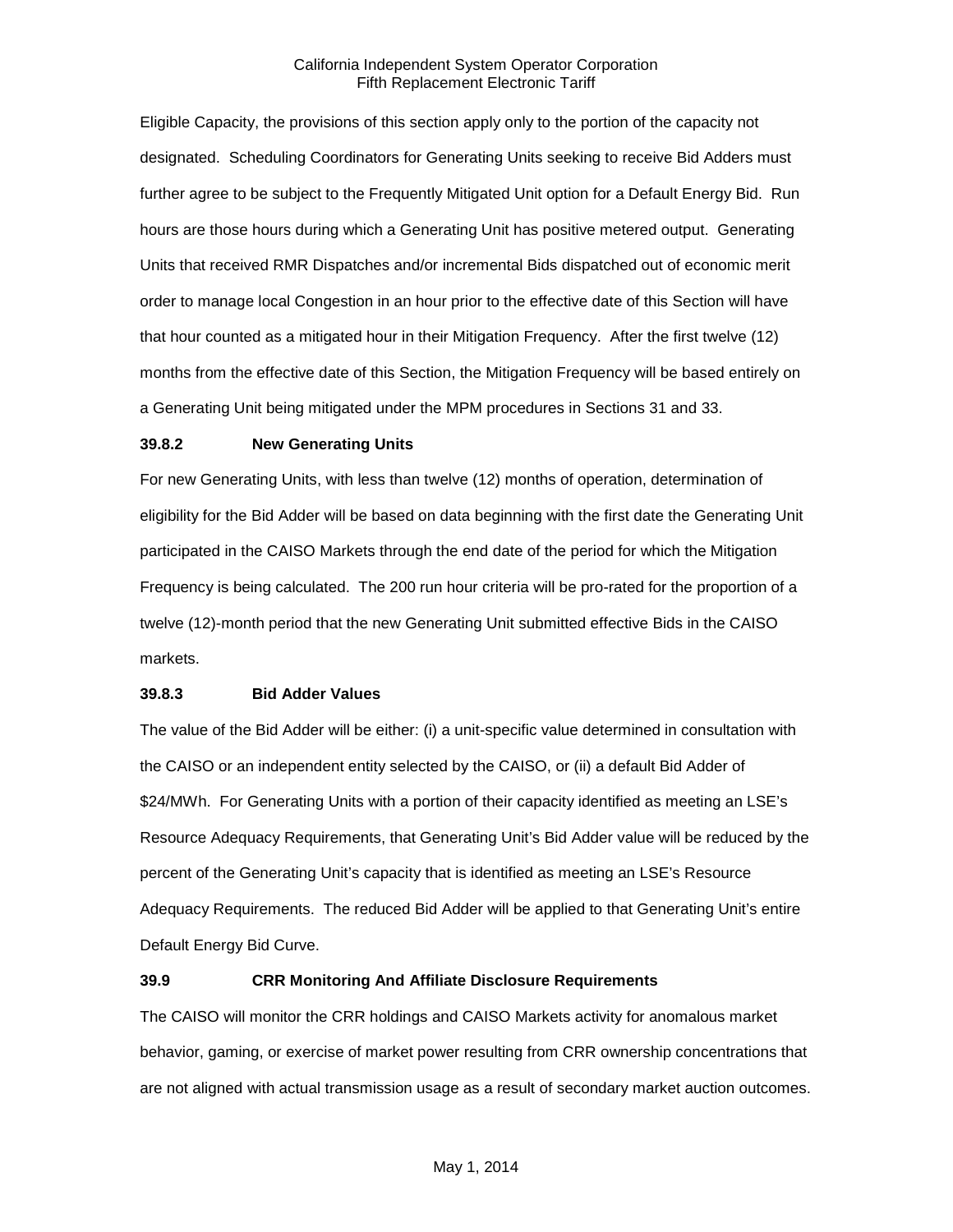Eligible Capacity, the provisions of this section apply only to the portion of the capacity not designated. Scheduling Coordinators for Generating Units seeking to receive Bid Adders must further agree to be subject to the Frequently Mitigated Unit option for a Default Energy Bid. Run hours are those hours during which a Generating Unit has positive metered output. Generating Units that received RMR Dispatches and/or incremental Bids dispatched out of economic merit order to manage local Congestion in an hour prior to the effective date of this Section will have that hour counted as a mitigated hour in their Mitigation Frequency. After the first twelve (12) months from the effective date of this Section, the Mitigation Frequency will be based entirely on a Generating Unit being mitigated under the MPM procedures in Sections 31 and 33.

### 39.8.2 New Generating Units

For new Generating Units, with less than twelve (12) months of operation, determination of eligibility for the Bid Adder will be based on data beginning with the first date the Generating Unit participated in the CAISO Markets through the end date of the period for which the Mitigation Frequency is being calculated. The 200 run hour criteria will be pro-rated for the proportion of a twelve (12)-month period that the new Generating Unit submitted effective Bids in the CAISO markets.

### 39.8.3 Bid Adder Values

The value of the Bid Adder will be either: (i) a unit-specific value determined in consultation with the CAISO or an independent entity selected by the CAISO, or (ii) a default Bid Adder of $24/MWh. For Generating Units with a portion of their capacity identified as meeting an LSE's Resource Adequacy Requirements, that Generating Unit's Bid Adder value will be reduced by the percent of the Generating Unit's capacity that is identified as meeting an LSE's Resource Adequacy Requirements. The reduced Bid Adder will be applied to that Generating Unit's entire Default Energy Bid Curve.

## 39.9 CRR Monitoring And Affiliate Disclosure Requirements

The CAISO will monitor the CRR holdings and CAISO Markets activity for anomalous market behavior, gaming, or exercise of market power resulting from CRR ownership concentrations that are not aligned with actual transmission usage as a result of secondary market auction outcomes.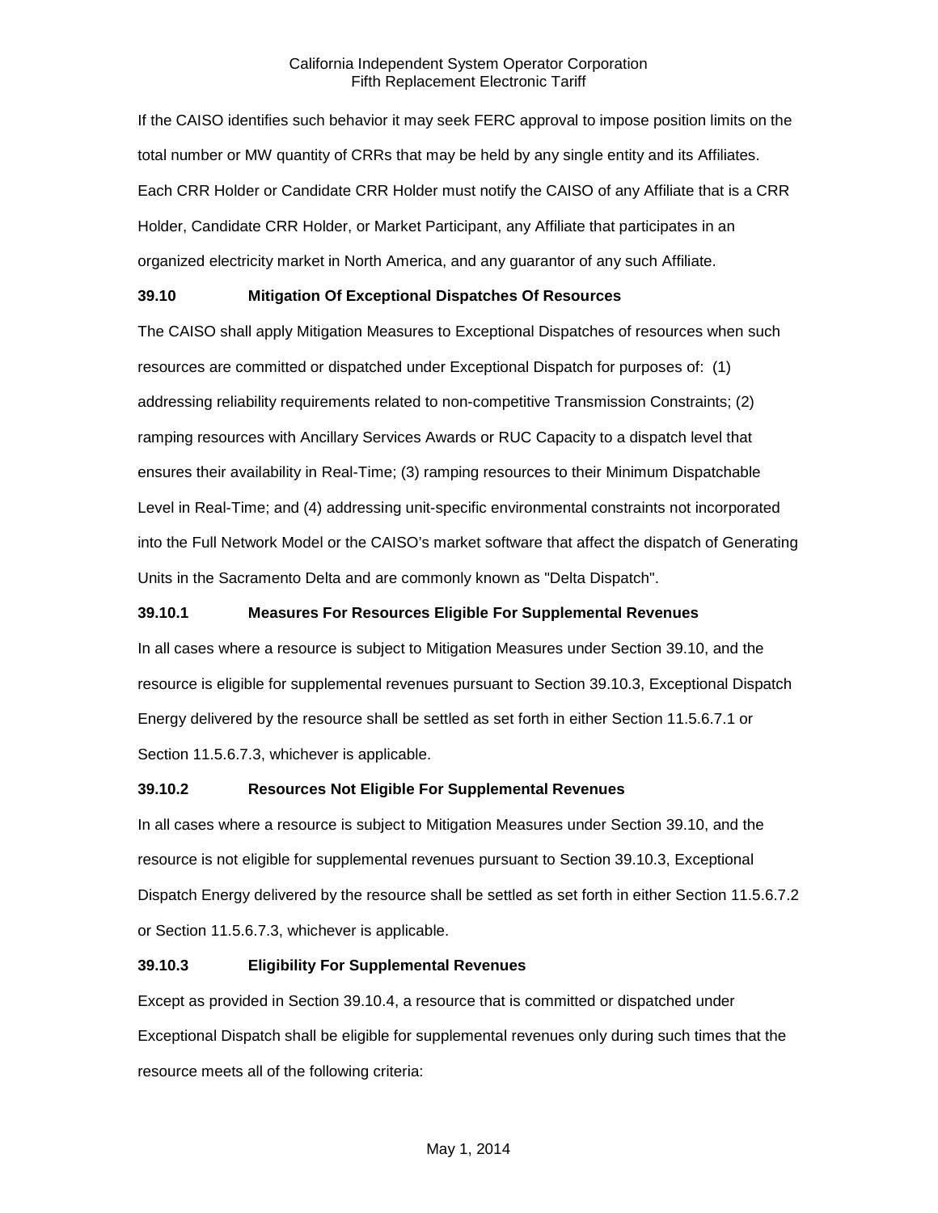If the CAISO identifies such behavior it may seek FERC approval to impose position limits on the total number or MW quantity of CRRs that may be held by any single entity and its Affiliates. Each CRR Holder or Candidate CRR Holder must notify the CAISO of any Affiliate that is a CRR Holder, Candidate CRR Holder, or Market Participant, any Affiliate that participates in an organized electricity market in North America, and any guarantor of any such Affiliate.

### 39.10 Mitigation Of Exceptional Dispatches Of Resources

The CAISO shall apply Mitigation Measures to Exceptional Dispatches of resources when such resources are committed or dispatched under Exceptional Dispatch for purposes of: (1) addressing reliability requirements related to non-competitive Transmission Constraints; (2) ramping resources with Ancillary Services Awards or RUC Capacity to a dispatch level that ensures their availability in Real-Time; (3) ramping resources to their Minimum Dispatchable Level in Real-Time; and (4) addressing unit-specific environmental constraints not incorporated into the Full Network Model or the CAISO's market software that affect the dispatch of Generating Units in the Sacramento Delta and are commonly known as "Delta Dispatch".

### 39.10.1 Measures For Resources Eligible For Supplemental Revenues

In all cases where a resource is subject to Mitigation Measures under Section 39.10, and the resource is eligible for supplemental revenues pursuant to Section 39.10.3, Exceptional Dispatch Energy delivered by the resource shall be settled as set forth in either Section 11.5.6.7.1 or Section 11.5.6.7.3, whichever is applicable.

### 39.10.2 Resources Not Eligible For Supplemental Revenues

In all cases where a resource is subject to Mitigation Measures under Section 39.10, and the resource is not eligible for supplemental revenues pursuant to Section 39.10.3, Exceptional Dispatch Energy delivered by the resource shall be settled as set forth in either Section 11.5.6.7.2 or Section 11.5.6.7.3, whichever is applicable.

### 39.10.3 Eligibility For Supplemental Revenues

Except as provided in Section 39.10.4, a resource that is committed or dispatched under Exceptional Dispatch shall be eligible for supplemental revenues only during such times that the resource meets all of the following criteria: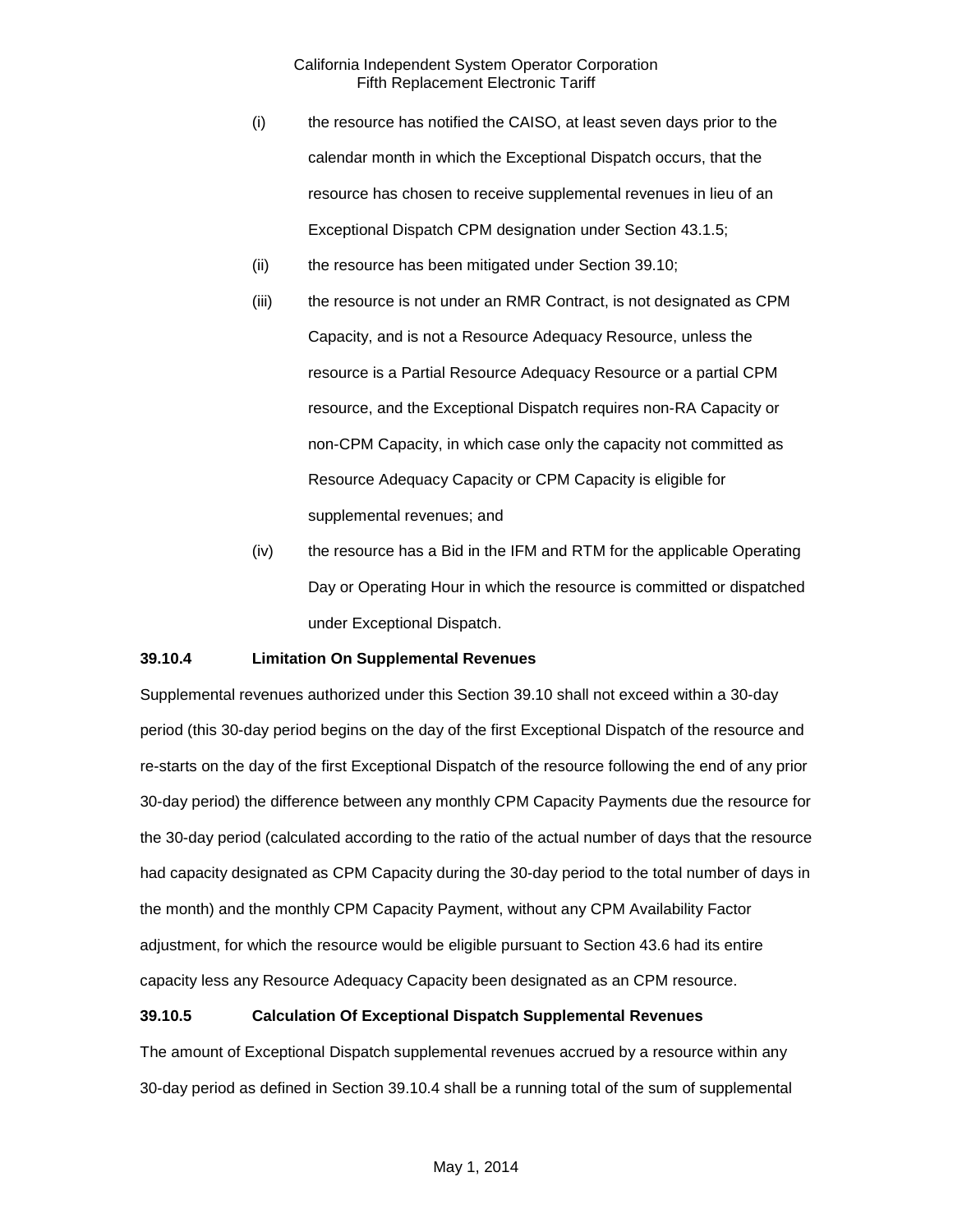(i) the resource has notified the CAISO, at least seven days prior to the calendar month in which the Exceptional Dispatch occurs, that the resource has chosen to receive supplemental revenues in lieu of an Exceptional Dispatch CPM designation under Section 43.1.5;

(ii) the resource has been mitigated under Section 39.10;

(iii) the resource is not under an RMR Contract, is not designated as CPM Capacity, and is not a Resource Adequacy Resource, unless the resource is a Partial Resource Adequacy Resource or a partial CPM resource, and the Exceptional Dispatch requires non-RA Capacity or non-CPM Capacity, in which case only the capacity not committed as Resource Adequacy Capacity or CPM Capacity is eligible for supplemental revenues; and

(iv) the resource has a Bid in the IFM and RTM for the applicable Operating Day or Operating Hour in which the resource is committed or dispatched under Exceptional Dispatch.

**39.10.4 Limitation On Supplemental Revenues**

Supplemental revenues authorized under this Section 39.10 shall not exceed within a 30-day period (this 30-day period begins on the day of the first Exceptional Dispatch of the resource and re-starts on the day of the first Exceptional Dispatch of the resource following the end of any prior 30-day period) the difference between any monthly CPM Capacity Payments due the resource for the 30-day period (calculated according to the ratio of the actual number of days that the resource had capacity designated as CPM Capacity during the 30-day period to the total number of days in the month) and the monthly CPM Capacity Payment, without any CPM Availability Factor adjustment, for which the resource would be eligible pursuant to Section 43.6 had its entire capacity less any Resource Adequacy Capacity been designated as an CPM resource.

**39.10.5 Calculation Of Exceptional Dispatch Supplemental Revenues**

The amount of Exceptional Dispatch supplemental revenues accrued by a resource within any 30-day period as defined in Section 39.10.4 shall be a running total of the sum of supplemental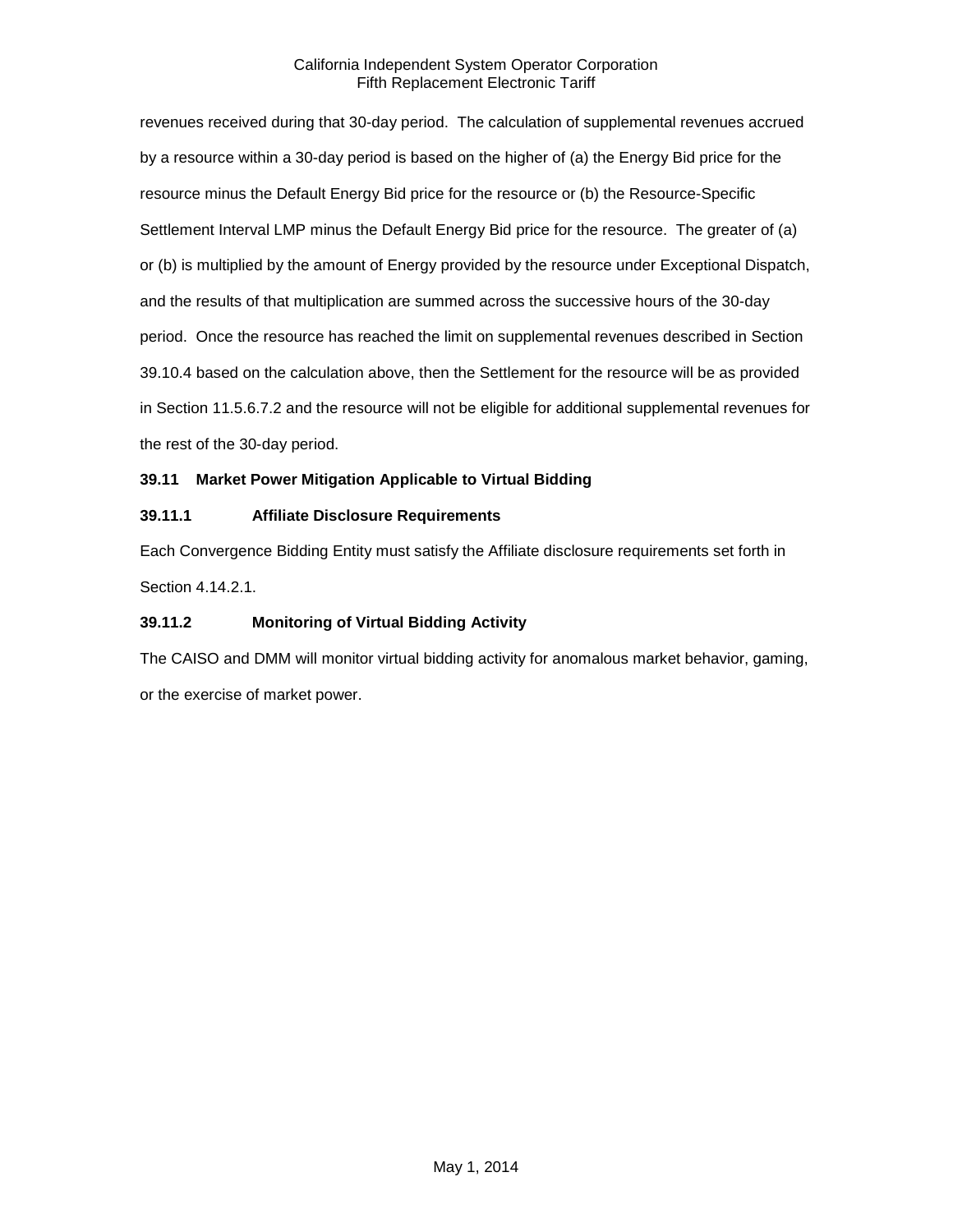revenues received during that 30-day period. The calculation of supplemental revenues accrued by a resource within a 30-day period is based on the higher of (a) the Energy Bid price for the resource minus the Default Energy Bid price for the resource or (b) the Resource-Specific Settlement Interval LMP minus the Default Energy Bid price for the resource. The greater of (a) or (b) is multiplied by the amount of Energy provided by the resource under Exceptional Dispatch, and the results of that multiplication are summed across the successive hours of the 30-day period. Once the resource has reached the limit on supplemental revenues described in Section 39.10.4 based on the calculation above, then the Settlement for the resource will be as provided in Section 11.5.6.7.2 and the resource will not be eligible for additional supplemental revenues for the rest of the 30-day period.

**39.11 Market Power Mitigation Applicable to Virtual Bidding**

**39.11.1 Affiliate Disclosure Requirements**

Each Convergence Bidding Entity must satisfy the Affiliate disclosure requirements set forth in Section 4.14.2.1.

**39.11.2 Monitoring of Virtual Bidding Activity**

The CAISO and DMM will monitor virtual bidding activity for anomalous market behavior, gaming, or the exercise of market power.